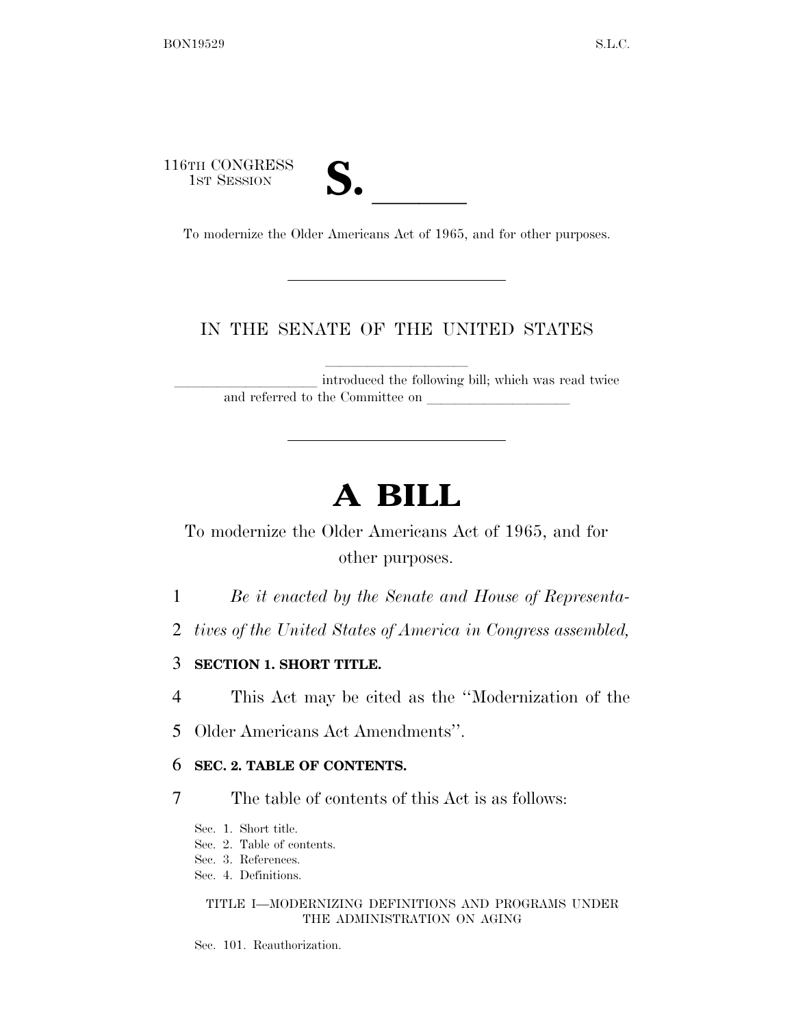116TH CONGRESS
1ST SESSION

# S. ______

To modernize the Older Americans Act of 1965, and for other purposes.

IN THE SENATE OF THE UNITED STATES

____________________ introduced the following bill; which was read twice and referred to the Committee on ____________________

# A BILL

To modernize the Older Americans Act of 1965, and for other purposes.

1 *Be it enacted by the Senate and House of Representa-*
2 *tives of the United States of America in Congress assembled,*

3 **SECTION 1. SHORT TITLE.**

4 This Act may be cited as the "Modernization of the
5 Older Americans Act Amendments".

6 **SEC. 2. TABLE OF CONTENTS.**

7 The table of contents of this Act is as follows:

Sec. 1. Short title.
Sec. 2. Table of contents.
Sec. 3. References.
Sec. 4. Definitions.

TITLE I—MODERNIZING DEFINITIONS AND PROGRAMS UNDER THE ADMINISTRATION ON AGING

Sec. 101. Reauthorization.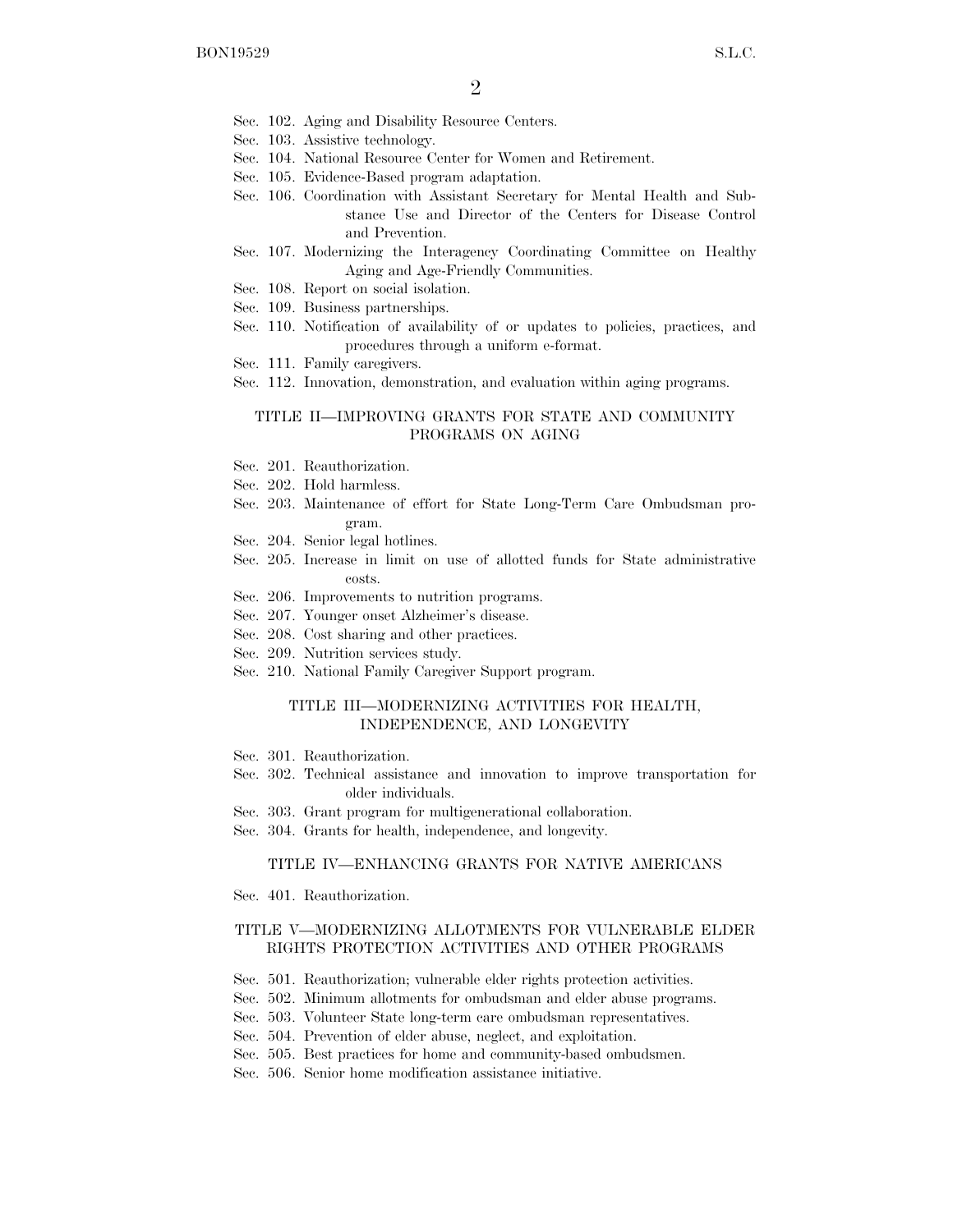Sec. 102. Aging and Disability Resource Centers.
Sec. 103. Assistive technology.
Sec. 104. National Resource Center for Women and Retirement.
Sec. 105. Evidence-Based program adaptation.
Sec. 106. Coordination with Assistant Secretary for Mental Health and Substance Use and Director of the Centers for Disease Control and Prevention.
Sec. 107. Modernizing the Interagency Coordinating Committee on Healthy Aging and Age-Friendly Communities.
Sec. 108. Report on social isolation.
Sec. 109. Business partnerships.
Sec. 110. Notification of availability of or updates to policies, practices, and procedures through a uniform e-format.
Sec. 111. Family caregivers.
Sec. 112. Innovation, demonstration, and evaluation within aging programs.

## TITLE II—IMPROVING GRANTS FOR STATE AND COMMUNITY PROGRAMS ON AGING

Sec. 201. Reauthorization.
Sec. 202. Hold harmless.
Sec. 203. Maintenance of effort for State Long-Term Care Ombudsman program.
Sec. 204. Senior legal hotlines.
Sec. 205. Increase in limit on use of allotted funds for State administrative costs.
Sec. 206. Improvements to nutrition programs.
Sec. 207. Younger onset Alzheimer's disease.
Sec. 208. Cost sharing and other practices.
Sec. 209. Nutrition services study.
Sec. 210. National Family Caregiver Support program.

## TITLE III—MODERNIZING ACTIVITIES FOR HEALTH, INDEPENDENCE, AND LONGEVITY

Sec. 301. Reauthorization.
Sec. 302. Technical assistance and innovation to improve transportation for older individuals.
Sec. 303. Grant program for multigenerational collaboration.
Sec. 304. Grants for health, independence, and longevity.

## TITLE IV—ENHANCING GRANTS FOR NATIVE AMERICANS

Sec. 401. Reauthorization.

## TITLE V—MODERNIZING ALLOTMENTS FOR VULNERABLE ELDER RIGHTS PROTECTION ACTIVITIES AND OTHER PROGRAMS

Sec. 501. Reauthorization; vulnerable elder rights protection activities.
Sec. 502. Minimum allotments for ombudsman and elder abuse programs.
Sec. 503. Volunteer State long-term care ombudsman representatives.
Sec. 504. Prevention of elder abuse, neglect, and exploitation.
Sec. 505. Best practices for home and community-based ombudsmen.
Sec. 506. Senior home modification assistance initiative.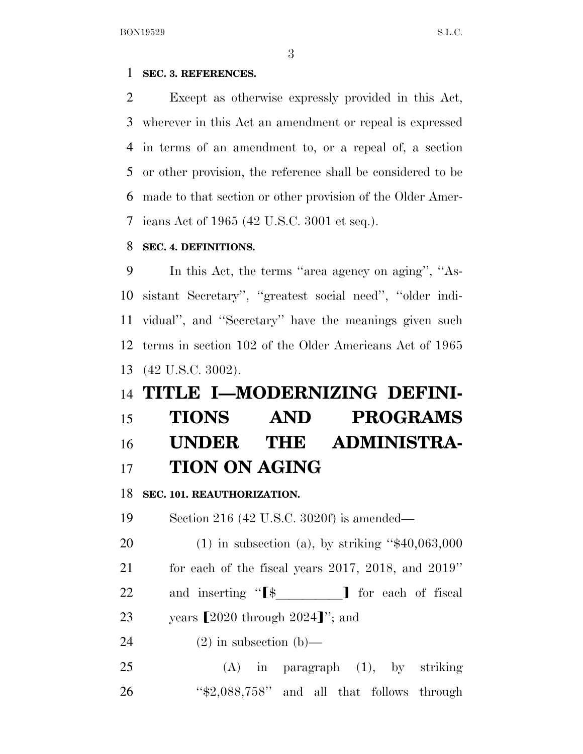**SEC. 3. REFERENCES.**

Except as otherwise expressly provided in this Act, wherever in this Act an amendment or repeal is expressed in terms of an amendment to, or a repeal of, a section or other provision, the reference shall be considered to be made to that section or other provision of the Older Americans Act of 1965 (42 U.S.C. 3001 et seq.).

**SEC. 4. DEFINITIONS.**

In this Act, the terms ''area agency on aging'', ''Assistant Secretary'', ''greatest social need'', ''older individual'', and ''Secretary'' have the meanings given such terms in section 102 of the Older Americans Act of 1965 (42 U.S.C. 3002).

# TITLE I—MODERNIZING DEFINITIONS AND PROGRAMS UNDER THE ADMINISTRATION ON AGING

**SEC. 101. REAUTHORIZATION.**

Section 216 (42 U.S.C. 3020f) is amended—

(1) in subsection (a), by striking ''$40,063,000 for each of the fiscal years 2017, 2018, and 2019'' and inserting ''[$__________] for each of fiscal years [2020 through 2024]''; and

(2) in subsection (b)—

(A) in paragraph (1), by striking ''$2,088,758'' and all that follows through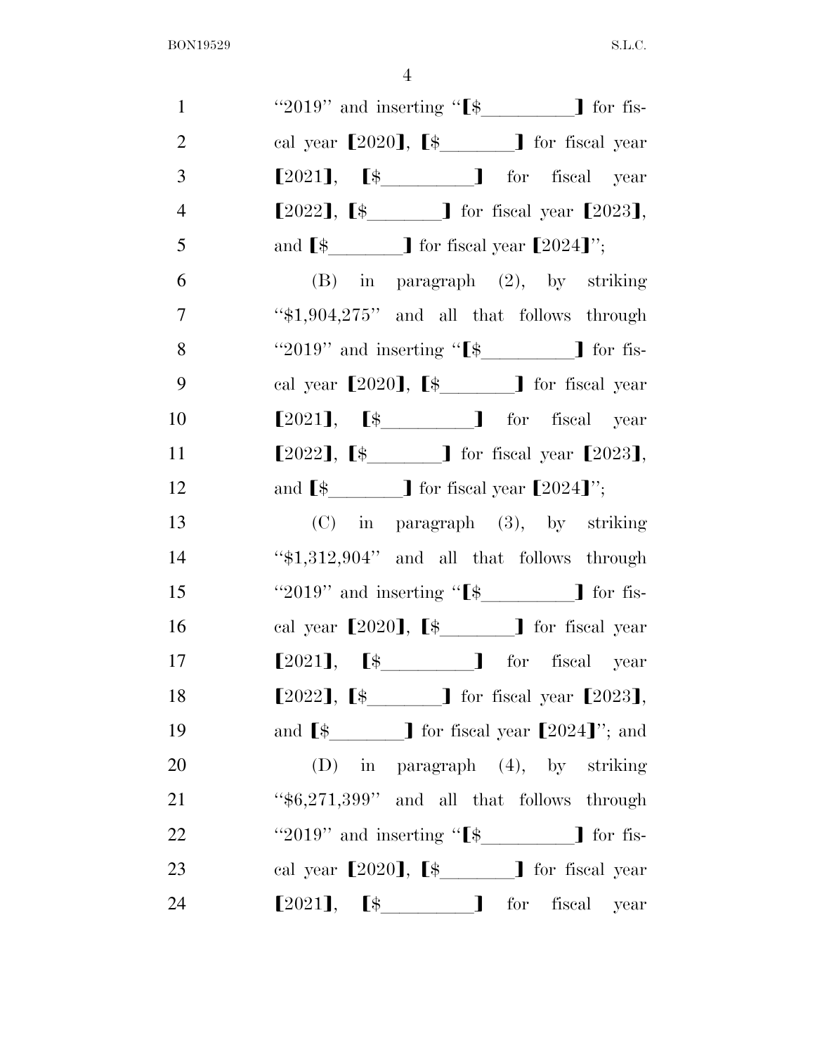"2019" and inserting "【$\_\_\_\_\_\_\_\_\_\_】 for fiscal year 【2020】, 【$\_\_\_\_\_\_\_\_】 for fiscal year 【2021】, 【$\_\_\_\_\_\_\_\_\_\_】 for fiscal year 【2022】, 【$\_\_\_\_\_\_\_\_】 for fiscal year 【2023】, and 【$\_\_\_\_\_\_\_\_】 for fiscal year 【2024】";

(B) in paragraph (2), by striking "$1,904,275" and all that follows through "2019" and inserting "【$\_\_\_\_\_\_\_\_\_\_】 for fiscal year 【2020】, 【$\_\_\_\_\_\_\_\_】 for fiscal year 【2021】, 【$\_\_\_\_\_\_\_\_\_\_】 for fiscal year 【2022】, 【$\_\_\_\_\_\_\_\_】 for fiscal year 【2023】, and 【$\_\_\_\_\_\_\_\_】 for fiscal year 【2024】";

(C) in paragraph (3), by striking "$1,312,904" and all that follows through "2019" and inserting "【$\_\_\_\_\_\_\_\_\_\_】 for fiscal year 【2020】, 【$\_\_\_\_\_\_\_\_】 for fiscal year 【2021】, 【$\_\_\_\_\_\_\_\_\_\_】 for fiscal year 【2022】, 【$\_\_\_\_\_\_\_\_】 for fiscal year 【2023】, and 【$\_\_\_\_\_\_\_\_】 for fiscal year 【2024】"; and

(D) in paragraph (4), by striking "$6,271,399" and all that follows through "2019" and inserting "【$\_\_\_\_\_\_\_\_\_\_】 for fiscal year 【2020】, 【$\_\_\_\_\_\_\_\_】 for fiscal year 【2021】, 【$\_\_\_\_\_\_\_\_\_\_】 for fiscal year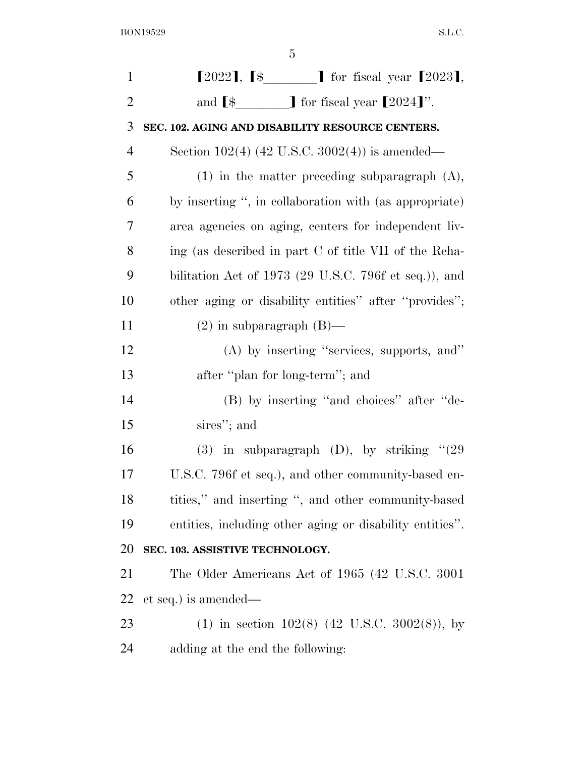⟦2022⟧, ⟦$________⟧ for fiscal year ⟦2023⟧, and ⟦$________⟧ for fiscal year ⟦2024⟧''.

**SEC. 102. AGING AND DISABILITY RESOURCE CENTERS.**

Section 102(4) (42 U.S.C. 3002(4)) is amended—

(1) in the matter preceding subparagraph (A), by inserting '', in collaboration with (as appropriate) area agencies on aging, centers for independent living (as described in part C of title VII of the Rehabilitation Act of 1973 (29 U.S.C. 796f et seq.)), and other aging or disability entities'' after ''provides'';

(2) in subparagraph (B)—

(A) by inserting ''services, supports, and'' after ''plan for long-term''; and

(B) by inserting ''and choices'' after ''desires''; and

(3) in subparagraph (D), by striking ''(29 U.S.C. 796f et seq.), and other community-based entities,'' and inserting '', and other community-based entities, including other aging or disability entities''.

**SEC. 103. ASSISTIVE TECHNOLOGY.**

The Older Americans Act of 1965 (42 U.S.C. 3001 et seq.) is amended—

(1) in section 102(8) (42 U.S.C. 3002(8)), by adding at the end the following: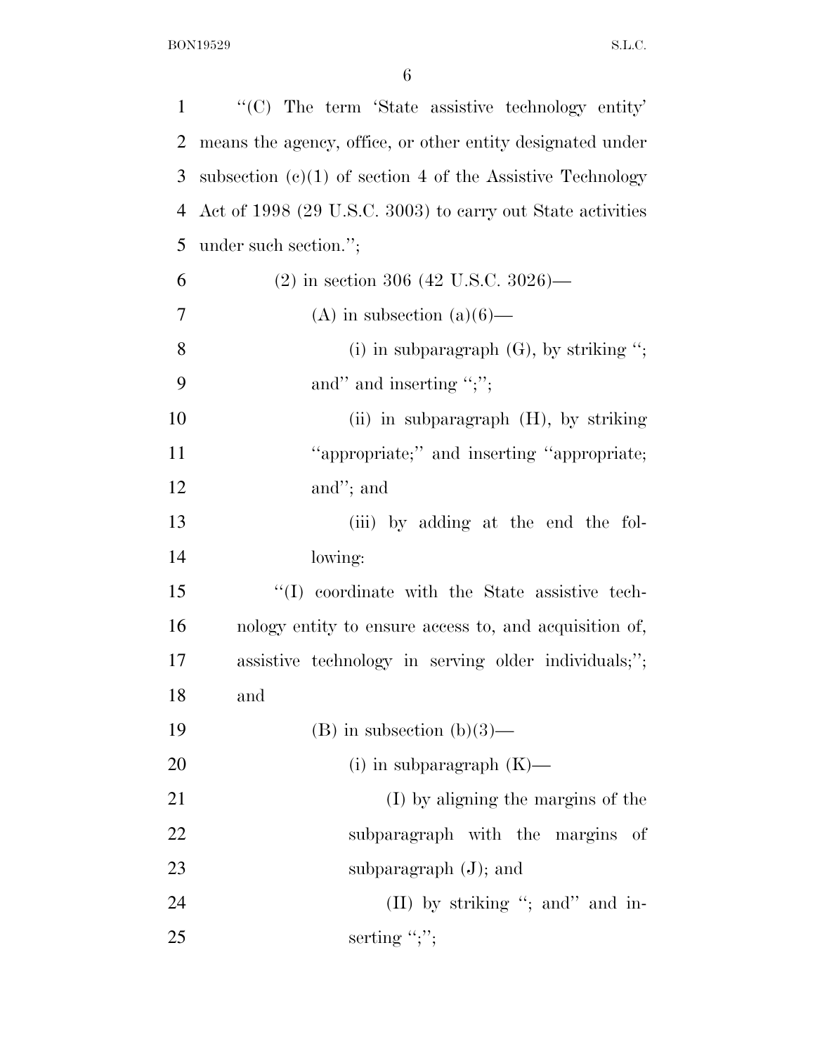''(C) The term 'State assistive technology entity' means the agency, office, or other entity designated under subsection (c)(1) of section 4 of the Assistive Technology Act of 1998 (29 U.S.C. 3003) to carry out State activities under such section.'';

(2) in section 306 (42 U.S.C. 3026)—

(A) in subsection (a)(6)—

(i) in subparagraph (G), by striking ''; and'' and inserting '';'';

(ii) in subparagraph (H), by striking ''appropriate;'' and inserting ''appropriate; and''; and

(iii) by adding at the end the following:

''(I) coordinate with the State assistive technology entity to ensure access to, and acquisition of, assistive technology in serving older individuals;''; and

(B) in subsection (b)(3)—

(i) in subparagraph (K)—

(I) by aligning the margins of the subparagraph with the margins of subparagraph (J); and

(II) by striking ''; and'' and inserting '';'';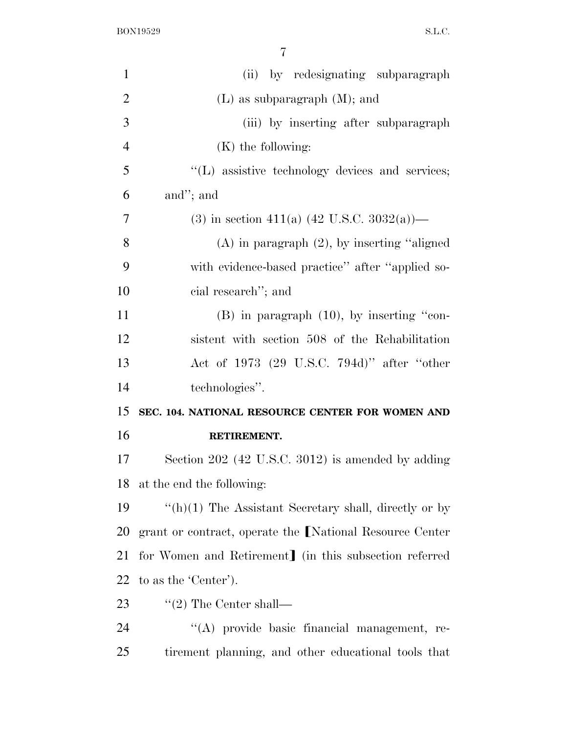(ii) by redesignating subparagraph (L) as subparagraph (M); and

(iii) by inserting after subparagraph (K) the following:

''(L) assistive technology devices and services; and''; and

(3) in section 411(a) (42 U.S.C. 3032(a))—

(A) in paragraph (2), by inserting ''aligned with evidence-based practice'' after ''applied social research''; and

(B) in paragraph (10), by inserting ''consistent with section 508 of the Rehabilitation Act of 1973 (29 U.S.C. 794d)'' after ''other technologies''.

**SEC. 104. NATIONAL RESOURCE CENTER FOR WOMEN AND RETIREMENT.**

Section 202 (42 U.S.C. 3012) is amended by adding at the end the following:

''(h)(1) The Assistant Secretary shall, directly or by grant or contract, operate the ⟦National Resource Center for Women and Retirement⟧ (in this subsection referred to as the 'Center').

''(2) The Center shall—

''(A) provide basic financial management, retirement planning, and other educational tools that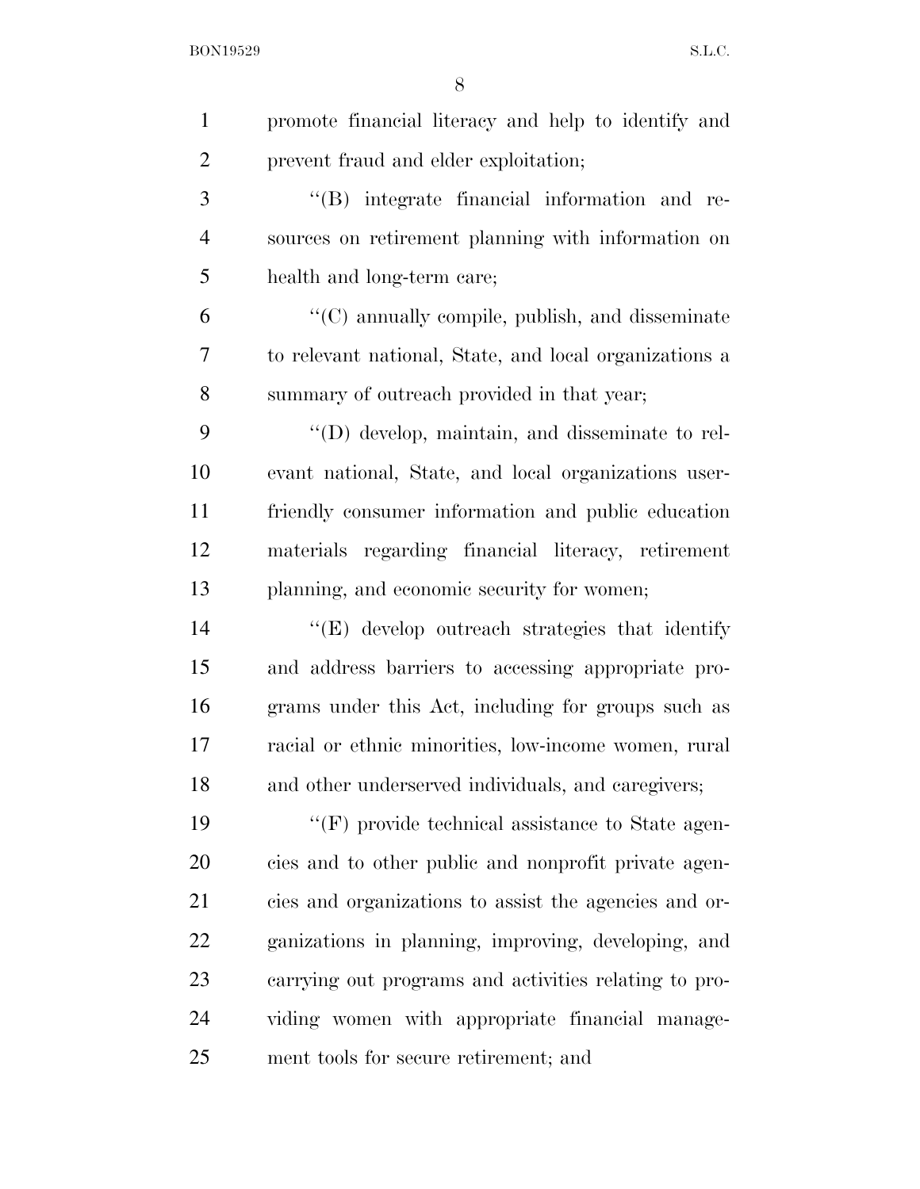promote financial literacy and help to identify and prevent fraud and elder exploitation;

''(B) integrate financial information and resources on retirement planning with information on health and long-term care;

''(C) annually compile, publish, and disseminate to relevant national, State, and local organizations a summary of outreach provided in that year;

''(D) develop, maintain, and disseminate to relevant national, State, and local organizations user-friendly consumer information and public education materials regarding financial literacy, retirement planning, and economic security for women;

''(E) develop outreach strategies that identify and address barriers to accessing appropriate programs under this Act, including for groups such as racial or ethnic minorities, low-income women, rural and other underserved individuals, and caregivers;

''(F) provide technical assistance to State agencies and to other public and nonprofit private agencies and organizations to assist the agencies and organizations in planning, improving, developing, and carrying out programs and activities relating to providing women with appropriate financial management tools for secure retirement; and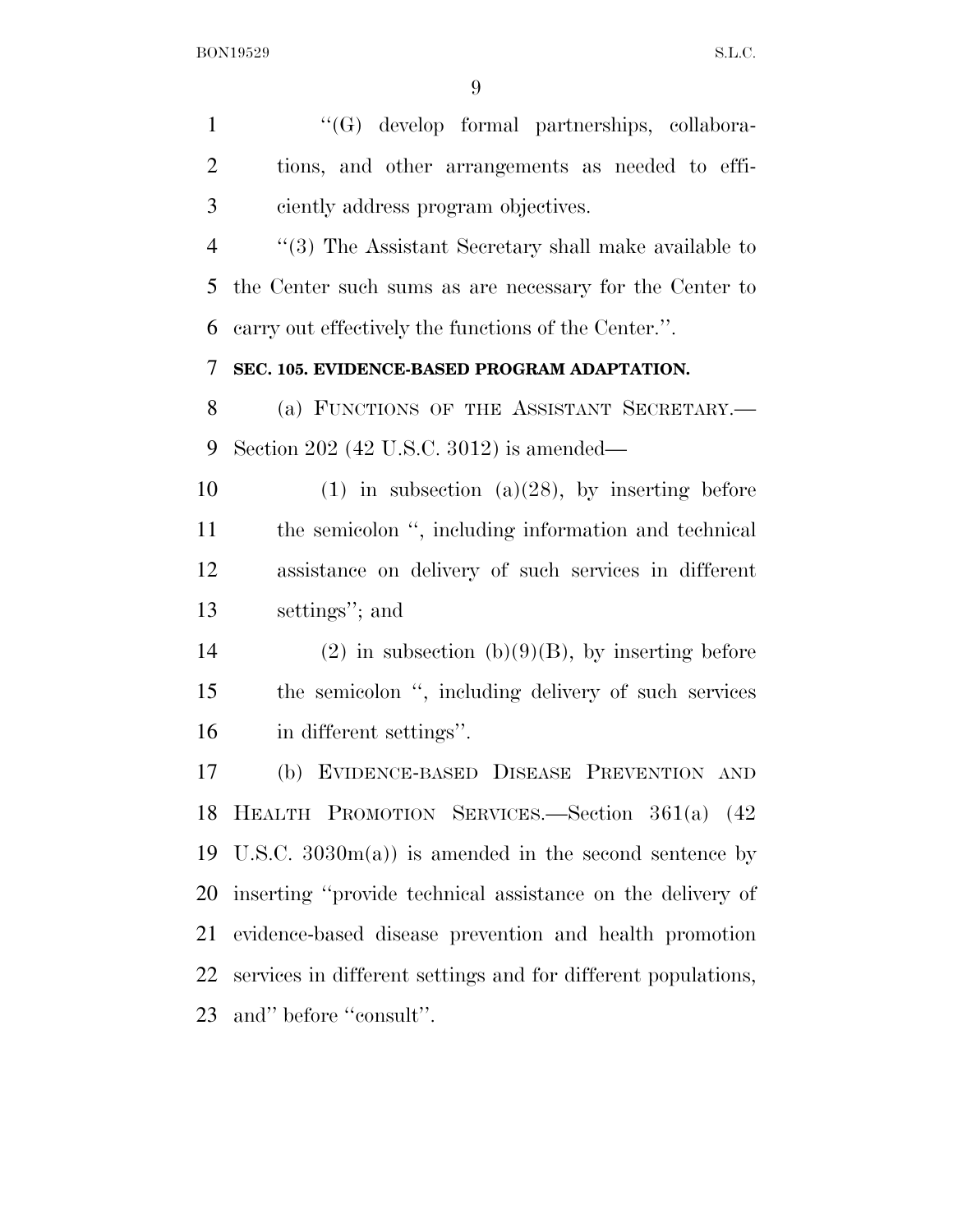''(G) develop formal partnerships, collaborations, and other arrangements as needed to efficiently address program objectives.

''(3) The Assistant Secretary shall make available to the Center such sums as are necessary for the Center to carry out effectively the functions of the Center.''.

**SEC. 105. EVIDENCE-BASED PROGRAM ADAPTATION.**

(a) FUNCTIONS OF THE ASSISTANT SECRETARY.—Section 202 (42 U.S.C. 3012) is amended—

(1) in subsection (a)(28), by inserting before the semicolon '', including information and technical assistance on delivery of such services in different settings''; and

(2) in subsection (b)(9)(B), by inserting before the semicolon '', including delivery of such services in different settings''.

(b) EVIDENCE-BASED DISEASE PREVENTION AND HEALTH PROMOTION SERVICES.—Section 361(a) (42 U.S.C. 3030m(a)) is amended in the second sentence by inserting ''provide technical assistance on the delivery of evidence-based disease prevention and health promotion services in different settings and for different populations, and'' before ''consult''.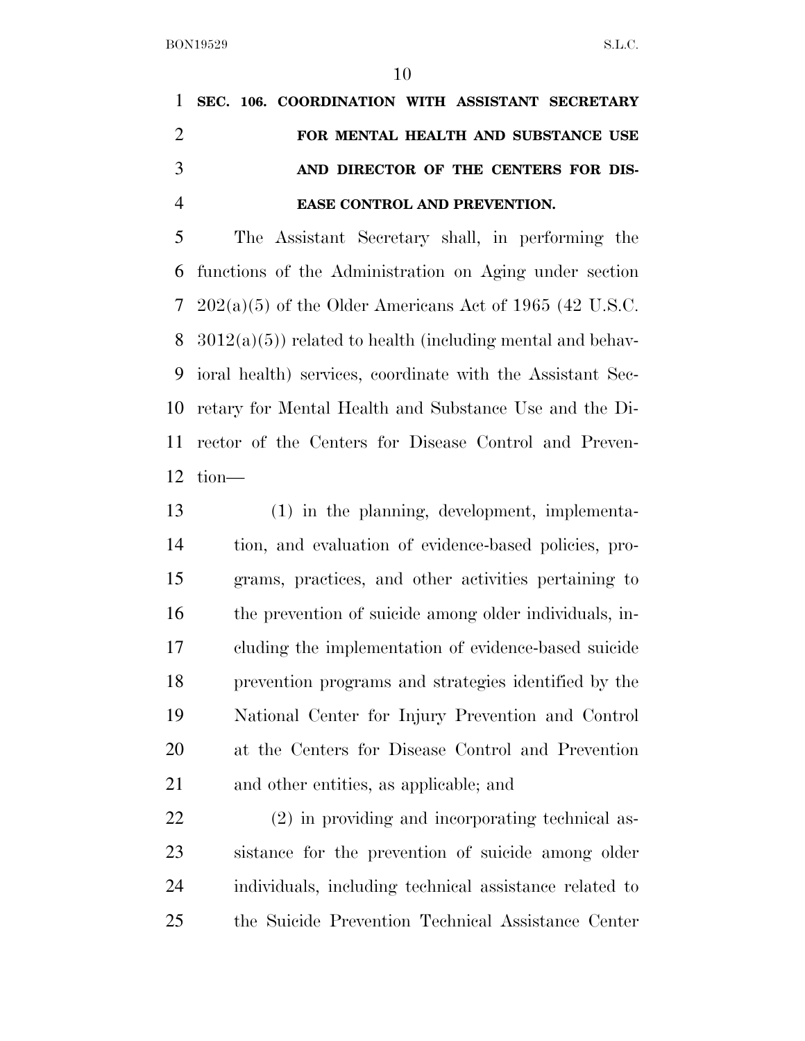## SEC. 106. COORDINATION WITH ASSISTANT SECRETARY FOR MENTAL HEALTH AND SUBSTANCE USE AND DIRECTOR OF THE CENTERS FOR DISEASE CONTROL AND PREVENTION.

The Assistant Secretary shall, in performing the functions of the Administration on Aging under section 202(a)(5) of the Older Americans Act of 1965 (42 U.S.C. 3012(a)(5)) related to health (including mental and behavioral health) services, coordinate with the Assistant Secretary for Mental Health and Substance Use and the Director of the Centers for Disease Control and Prevention—

(1) in the planning, development, implementation, and evaluation of evidence-based policies, programs, practices, and other activities pertaining to the prevention of suicide among older individuals, including the implementation of evidence-based suicide prevention programs and strategies identified by the National Center for Injury Prevention and Control at the Centers for Disease Control and Prevention and other entities, as applicable; and

(2) in providing and incorporating technical assistance for the prevention of suicide among older individuals, including technical assistance related to the Suicide Prevention Technical Assistance Center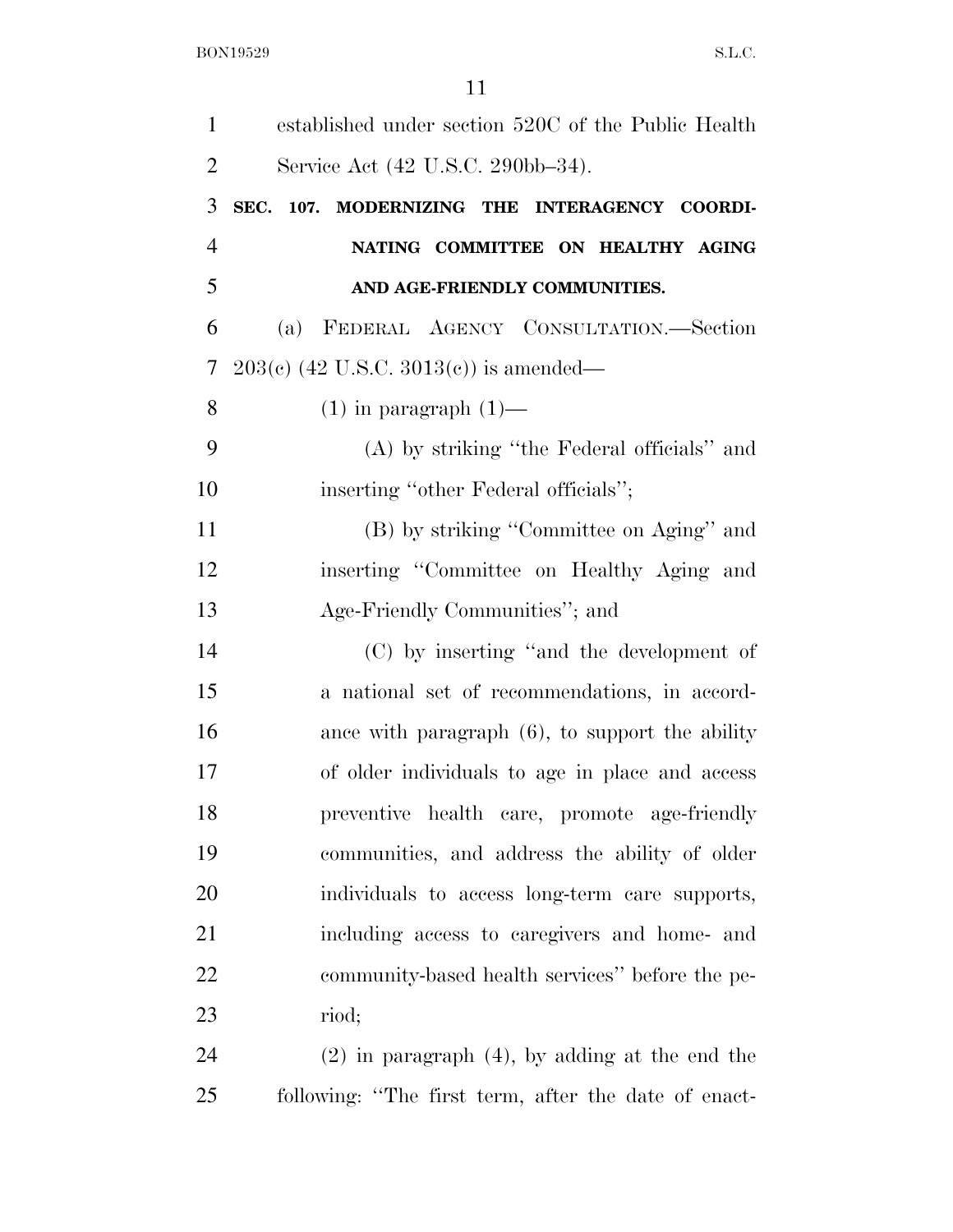established under section 520C of the Public Health Service Act (42 U.S.C. 290bb–34).

**SEC. 107. MODERNIZING THE INTERAGENCY COORDINATING COMMITTEE ON HEALTHY AGING AND AGE-FRIENDLY COMMUNITIES.**

(a) FEDERAL AGENCY CONSULTATION.—Section 203(c) (42 U.S.C. 3013(c)) is amended—

(1) in paragraph (1)—

(A) by striking ''the Federal officials'' and inserting ''other Federal officials'';

(B) by striking ''Committee on Aging'' and inserting ''Committee on Healthy Aging and Age-Friendly Communities''; and

(C) by inserting ''and the development of a national set of recommendations, in accordance with paragraph (6), to support the ability of older individuals to age in place and access preventive health care, promote age-friendly communities, and address the ability of older individuals to access long-term care supports, including access to caregivers and home- and community-based health services'' before the period;

(2) in paragraph (4), by adding at the end the following: ''The first term, after the date of enact-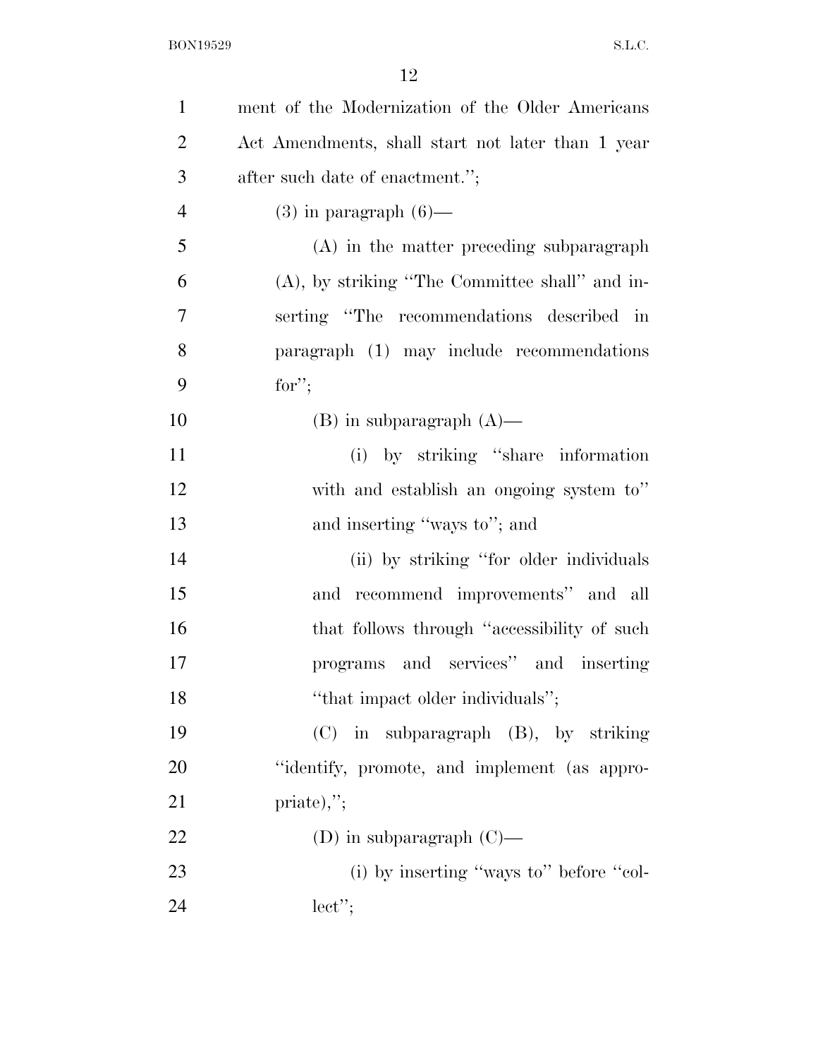ment of the Modernization of the Older Americans Act Amendments, shall start not later than 1 year after such date of enactment.'';

(3) in paragraph (6)—

(A) in the matter preceding subparagraph (A), by striking ''The Committee shall'' and inserting ''The recommendations described in paragraph (1) may include recommendations for'';

(B) in subparagraph (A)—

(i) by striking ''share information with and establish an ongoing system to'' and inserting ''ways to''; and

(ii) by striking ''for older individuals and recommend improvements'' and all that follows through ''accessibility of such programs and services'' and inserting ''that impact older individuals'';

(C) in subparagraph (B), by striking ''identify, promote, and implement (as appropriate),'';

(D) in subparagraph (C)—

(i) by inserting ''ways to'' before ''collect'';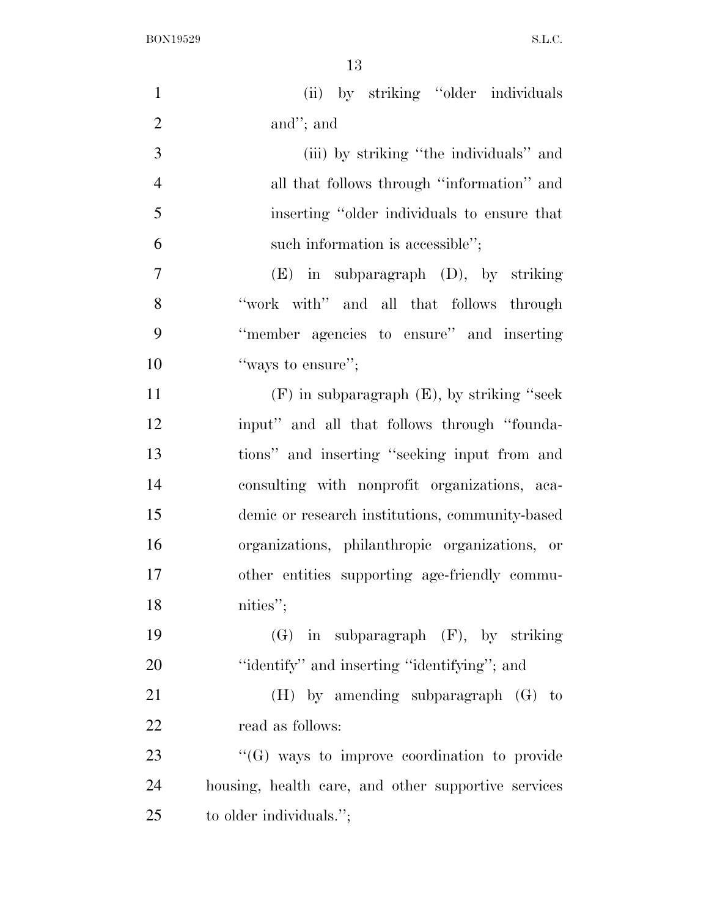(ii) by striking "older individuals and"; and

(iii) by striking "the individuals" and all that follows through "information" and inserting "older individuals to ensure that such information is accessible";

(E) in subparagraph (D), by striking "work with" and all that follows through "member agencies to ensure" and inserting "ways to ensure";

(F) in subparagraph (E), by striking "seek input" and all that follows through "foundations" and inserting "seeking input from and consulting with nonprofit organizations, academic or research institutions, community-based organizations, philanthropic organizations, or other entities supporting age-friendly communities";

(G) in subparagraph (F), by striking "identify" and inserting "identifying"; and

(H) by amending subparagraph (G) to read as follows:

"(G) ways to improve coordination to provide housing, health care, and other supportive services to older individuals.";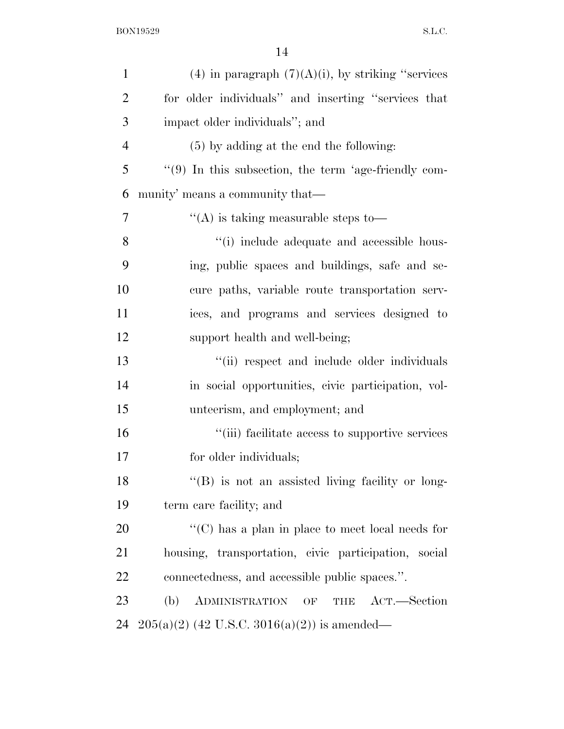(4) in paragraph (7)(A)(i), by striking ''services for older individuals'' and inserting ''services that impact older individuals''; and

(5) by adding at the end the following:

''(9) In this subsection, the term 'age-friendly community' means a community that—

''(A) is taking measurable steps to—

''(i) include adequate and accessible housing, public spaces and buildings, safe and secure paths, variable route transportation services, and programs and services designed to support health and well-being;

''(ii) respect and include older individuals in social opportunities, civic participation, volunteerism, and employment; and

''(iii) facilitate access to supportive services for older individuals;

''(B) is not an assisted living facility or long-term care facility; and

''(C) has a plan in place to meet local needs for housing, transportation, civic participation, social connectedness, and accessible public spaces.''.

(b) ADMINISTRATION OF THE ACT.—Section 205(a)(2) (42 U.S.C. 3016(a)(2)) is amended—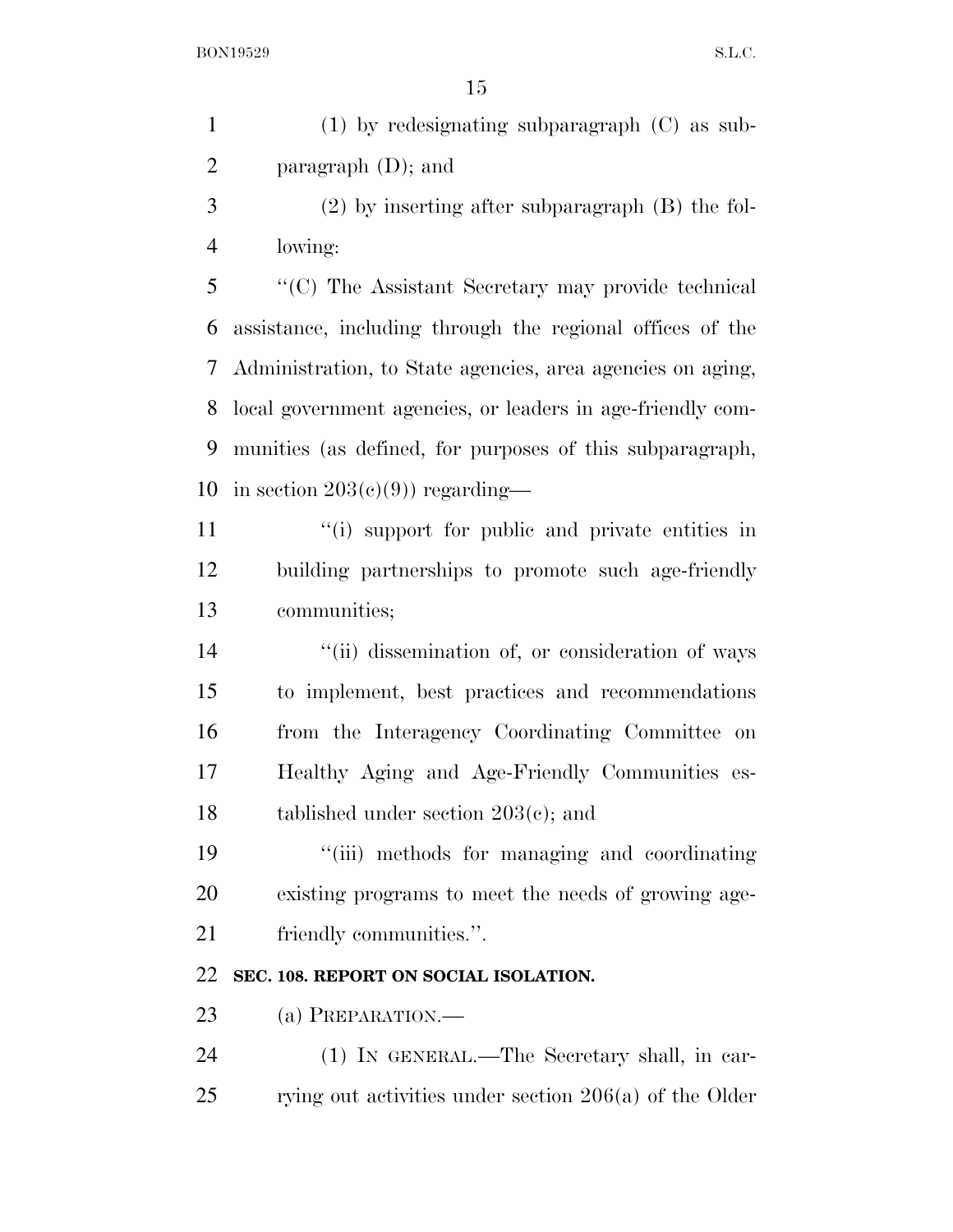(1) by redesignating subparagraph (C) as subparagraph (D); and

(2) by inserting after subparagraph (B) the following:

"(C) The Assistant Secretary may provide technical assistance, including through the regional offices of the Administration, to State agencies, area agencies on aging, local government agencies, or leaders in age-friendly communities (as defined, for purposes of this subparagraph, in section 203(c)(9)) regarding—

"(i) support for public and private entities in building partnerships to promote such age-friendly communities;

"(ii) dissemination of, or consideration of ways to implement, best practices and recommendations from the Interagency Coordinating Committee on Healthy Aging and Age-Friendly Communities established under section 203(c); and

"(iii) methods for managing and coordinating existing programs to meet the needs of growing age-friendly communities.".

**SEC. 108. REPORT ON SOCIAL ISOLATION.**

(a) PREPARATION.—

(1) IN GENERAL.—The Secretary shall, in carrying out activities under section 206(a) of the Older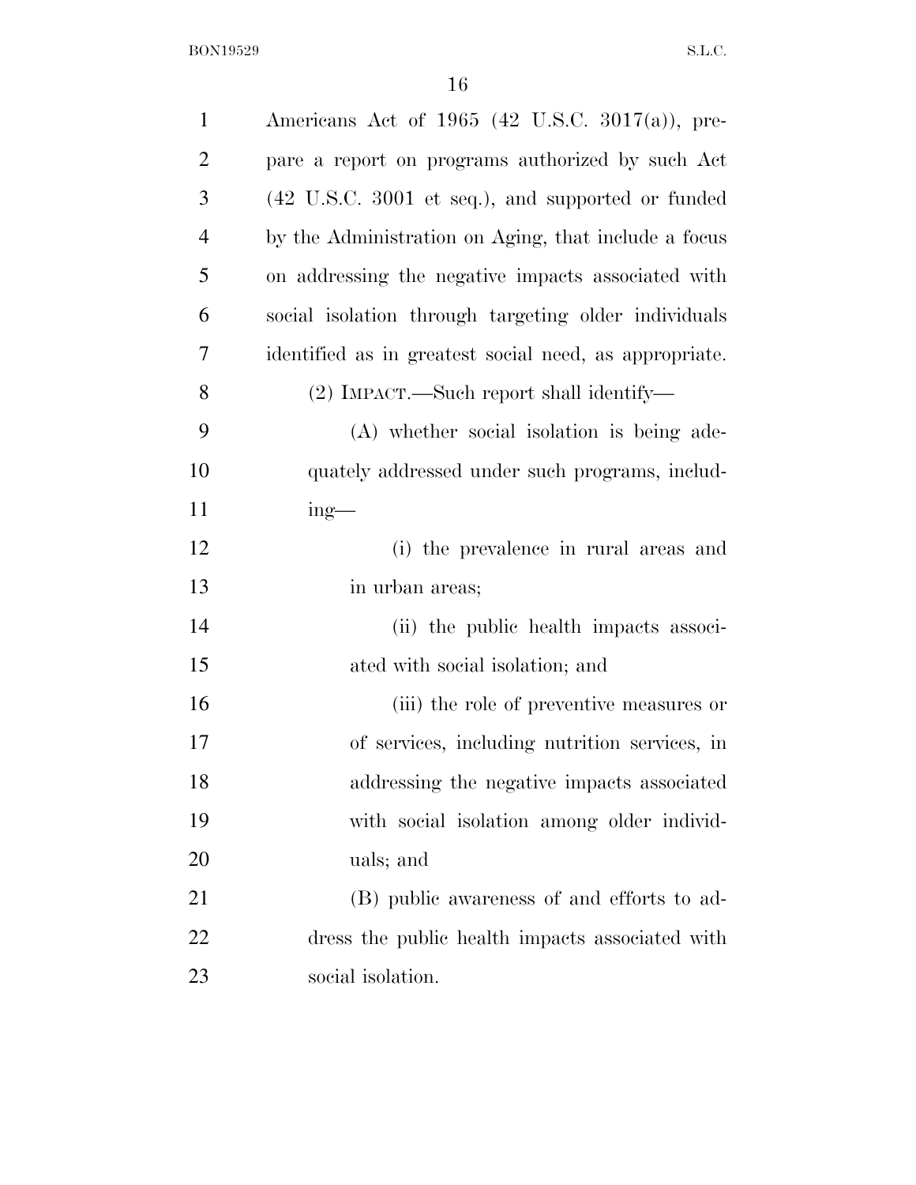Americans Act of 1965 (42 U.S.C. 3017(a)), prepare a report on programs authorized by such Act (42 U.S.C. 3001 et seq.), and supported or funded by the Administration on Aging, that include a focus on addressing the negative impacts associated with social isolation through targeting older individuals identified as in greatest social need, as appropriate.

(2) IMPACT.—Such report shall identify—

(A) whether social isolation is being adequately addressed under such programs, including—

(i) the prevalence in rural areas and in urban areas;

(ii) the public health impacts associated with social isolation; and

(iii) the role of preventive measures or of services, including nutrition services, in addressing the negative impacts associated with social isolation among older individuals; and

(B) public awareness of and efforts to address the public health impacts associated with social isolation.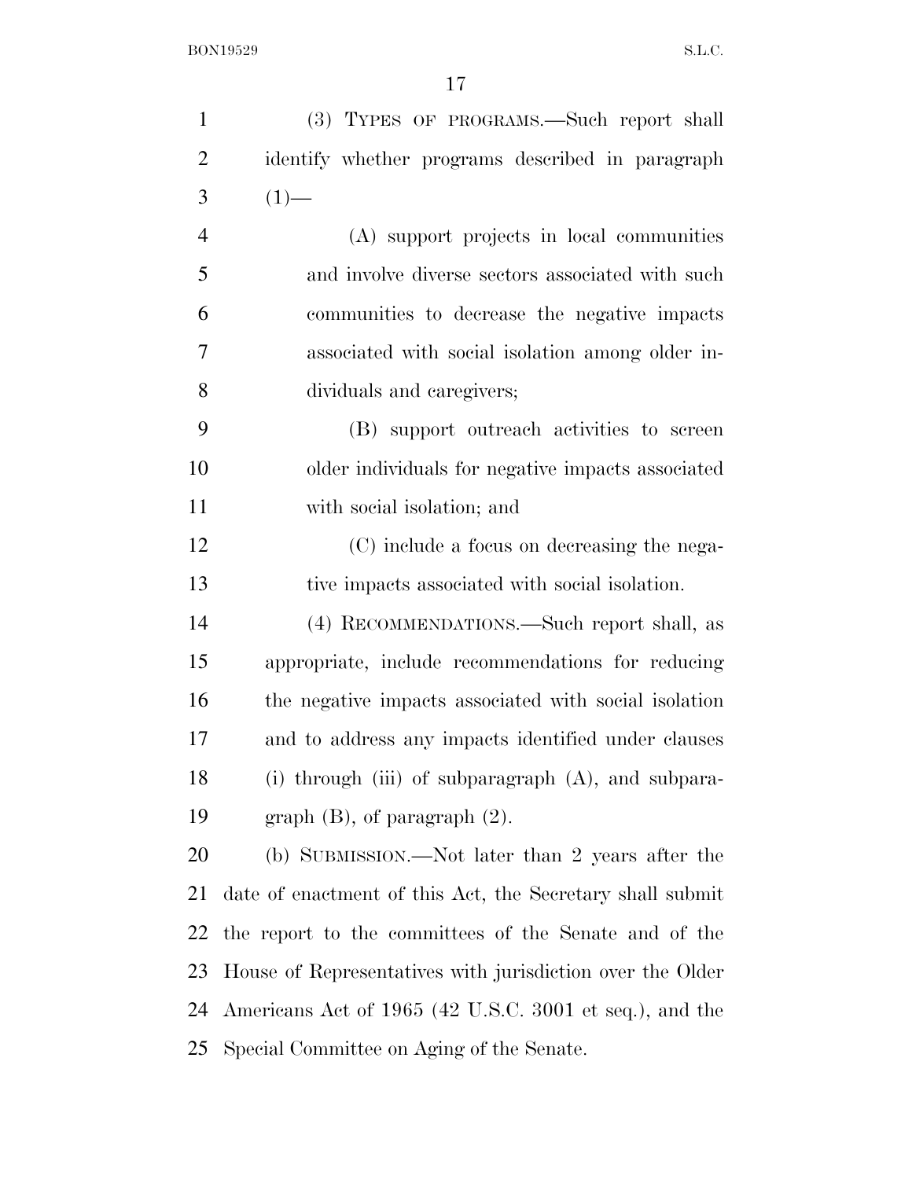(3) TYPES OF PROGRAMS.—Such report shall identify whether programs described in paragraph (1)—

(A) support projects in local communities and involve diverse sectors associated with such communities to decrease the negative impacts associated with social isolation among older individuals and caregivers;

(B) support outreach activities to screen older individuals for negative impacts associated with social isolation; and

(C) include a focus on decreasing the negative impacts associated with social isolation.

(4) RECOMMENDATIONS.—Such report shall, as appropriate, include recommendations for reducing the negative impacts associated with social isolation and to address any impacts identified under clauses (i) through (iii) of subparagraph (A), and subparagraph (B), of paragraph (2).

(b) SUBMISSION.—Not later than 2 years after the date of enactment of this Act, the Secretary shall submit the report to the committees of the Senate and of the House of Representatives with jurisdiction over the Older Americans Act of 1965 (42 U.S.C. 3001 et seq.), and the Special Committee on Aging of the Senate.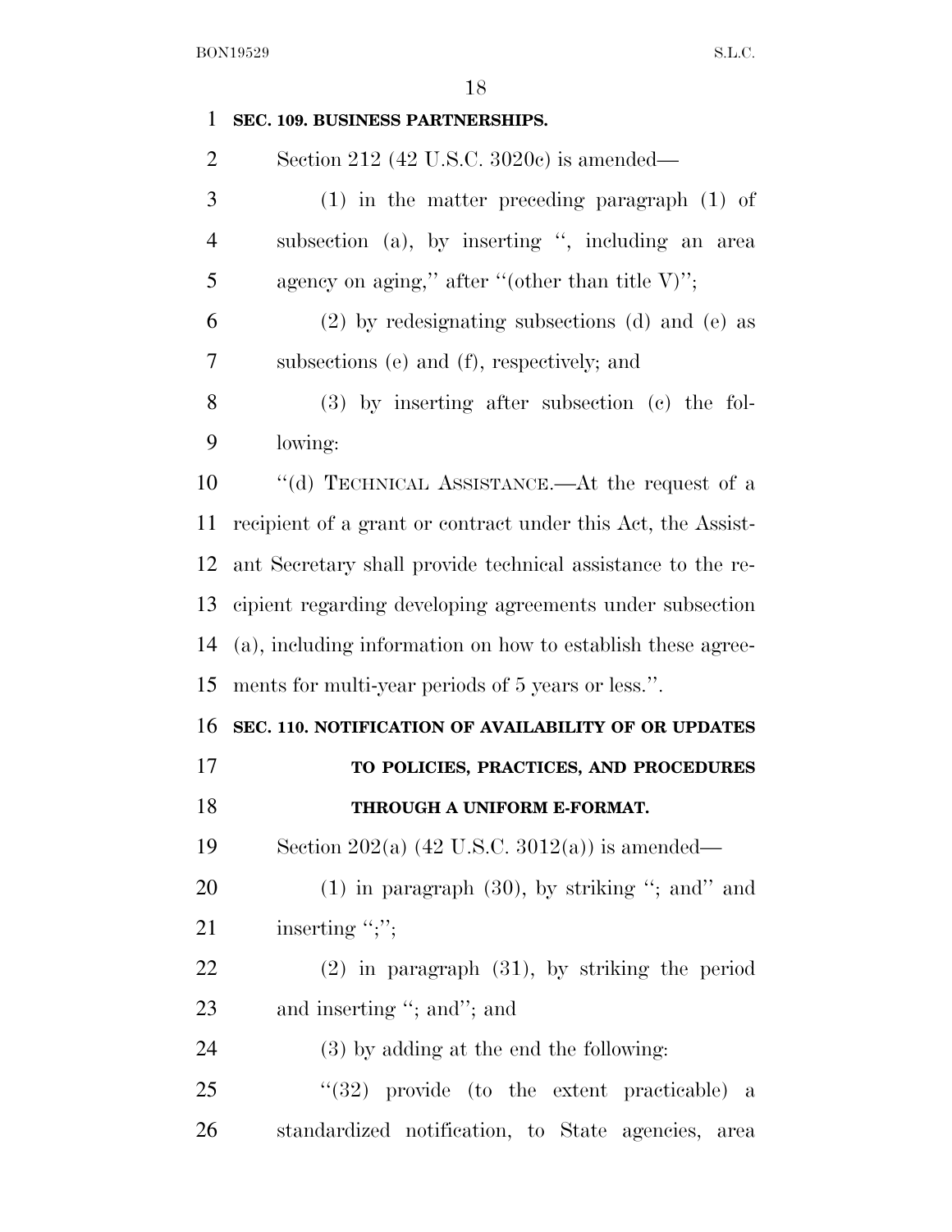**SEC. 109. BUSINESS PARTNERSHIPS.**

Section 212 (42 U.S.C. 3020c) is amended—

(1) in the matter preceding paragraph (1) of subsection (a), by inserting '', including an area agency on aging,'' after ''(other than title V)'';

(2) by redesignating subsections (d) and (e) as subsections (e) and (f), respectively; and

(3) by inserting after subsection (c) the following:

''(d) TECHNICAL ASSISTANCE.—At the request of a recipient of a grant or contract under this Act, the Assistant Secretary shall provide technical assistance to the recipient regarding developing agreements under subsection (a), including information on how to establish these agreements for multi-year periods of 5 years or less.''.

**SEC. 110. NOTIFICATION OF AVAILABILITY OF OR UPDATES TO POLICIES, PRACTICES, AND PROCEDURES THROUGH A UNIFORM E-FORMAT.**

Section 202(a) (42 U.S.C. 3012(a)) is amended—

(1) in paragraph (30), by striking ''; and'' and inserting '';'';

(2) in paragraph (31), by striking the period and inserting ''; and''; and

(3) by adding at the end the following:

''(32) provide (to the extent practicable) a standardized notification, to State agencies, area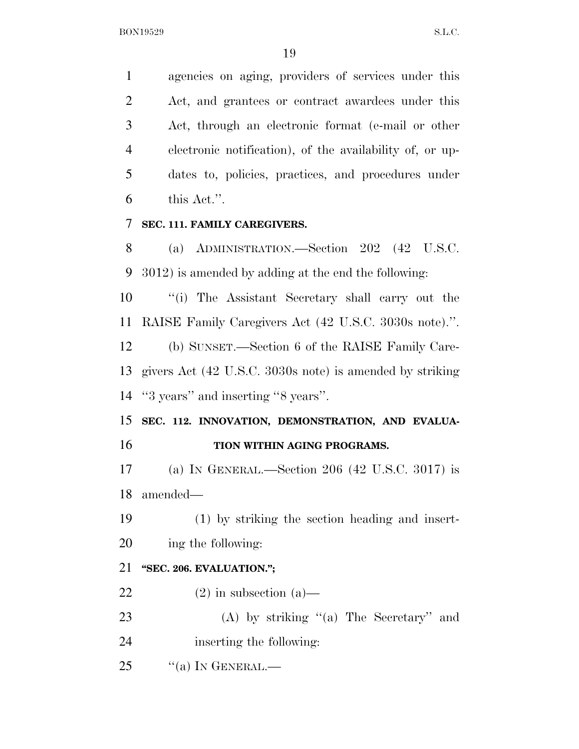agencies on aging, providers of services under this Act, and grantees or contract awardees under this Act, through an electronic format (e-mail or other electronic notification), of the availability of, or updates to, policies, practices, and procedures under this Act.''.

**SEC. 111. FAMILY CAREGIVERS.**

(a) ADMINISTRATION.—Section 202 (42 U.S.C. 3012) is amended by adding at the end the following:

''(i) The Assistant Secretary shall carry out the RAISE Family Caregivers Act (42 U.S.C. 3030s note).''.

(b) SUNSET.—Section 6 of the RAISE Family Caregivers Act (42 U.S.C. 3030s note) is amended by striking ''3 years'' and inserting ''8 years''.

**SEC. 112. INNOVATION, DEMONSTRATION, AND EVALUATION WITHIN AGING PROGRAMS.**

(a) IN GENERAL.—Section 206 (42 U.S.C. 3017) is amended—

(1) by striking the section heading and inserting the following:

**''SEC. 206. EVALUATION.'';**

(2) in subsection (a)—

(A) by striking ''(a) The Secretary'' and inserting the following:

''(a) IN GENERAL.—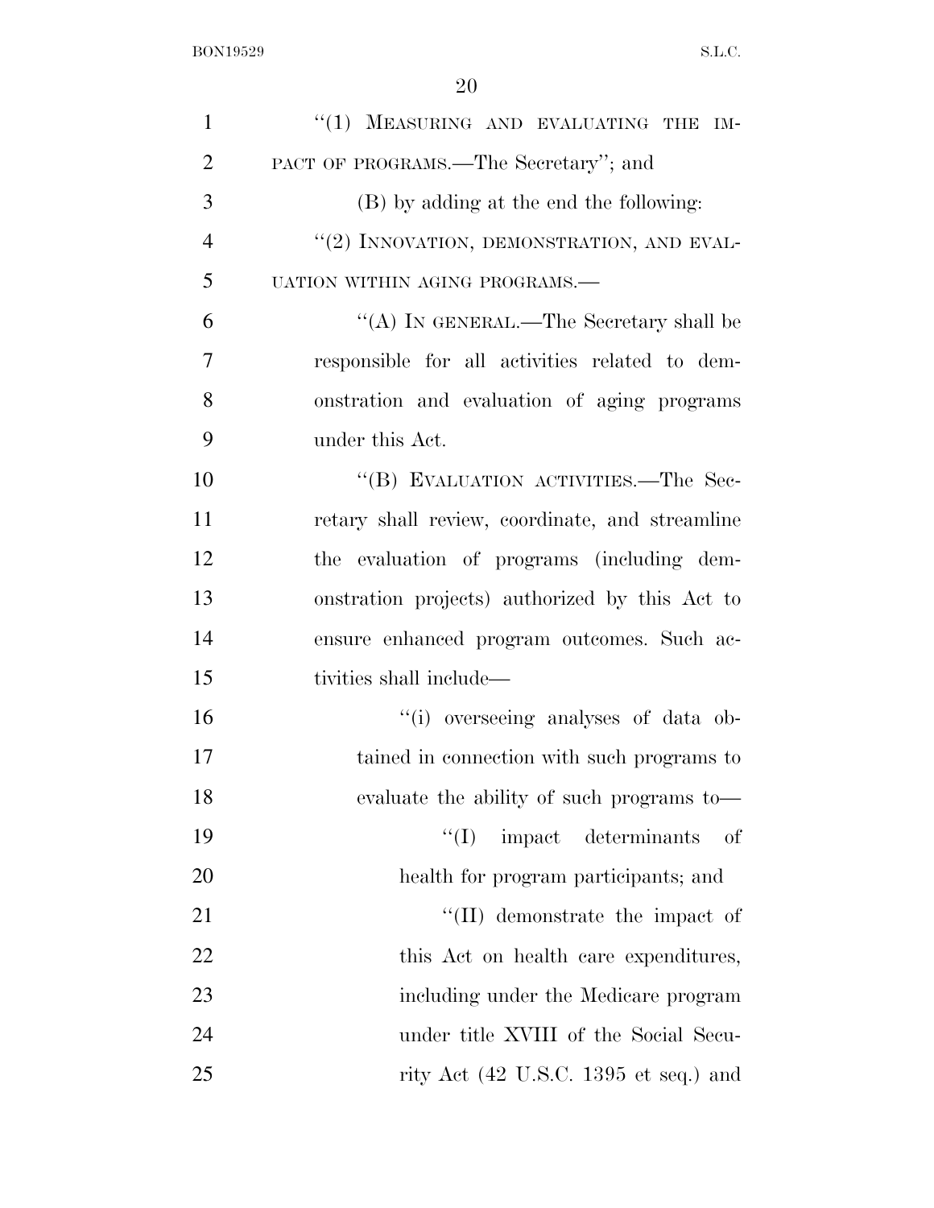"(1) MEASURING AND EVALUATING THE IMPACT OF PROGRAMS.—The Secretary"; and

(B) by adding at the end the following:

"(2) INNOVATION, DEMONSTRATION, AND EVALUATION WITHIN AGING PROGRAMS.—

"(A) IN GENERAL.—The Secretary shall be responsible for all activities related to demonstration and evaluation of aging programs under this Act.

"(B) EVALUATION ACTIVITIES.—The Secretary shall review, coordinate, and streamline the evaluation of programs (including demonstration projects) authorized by this Act to ensure enhanced program outcomes. Such activities shall include—

"(i) overseeing analyses of data obtained in connection with such programs to evaluate the ability of such programs to—

"(I) impact determinants of health for program participants; and

"(II) demonstrate the impact of this Act on health care expenditures, including under the Medicare program under title XVIII of the Social Security Act (42 U.S.C. 1395 et seq.) and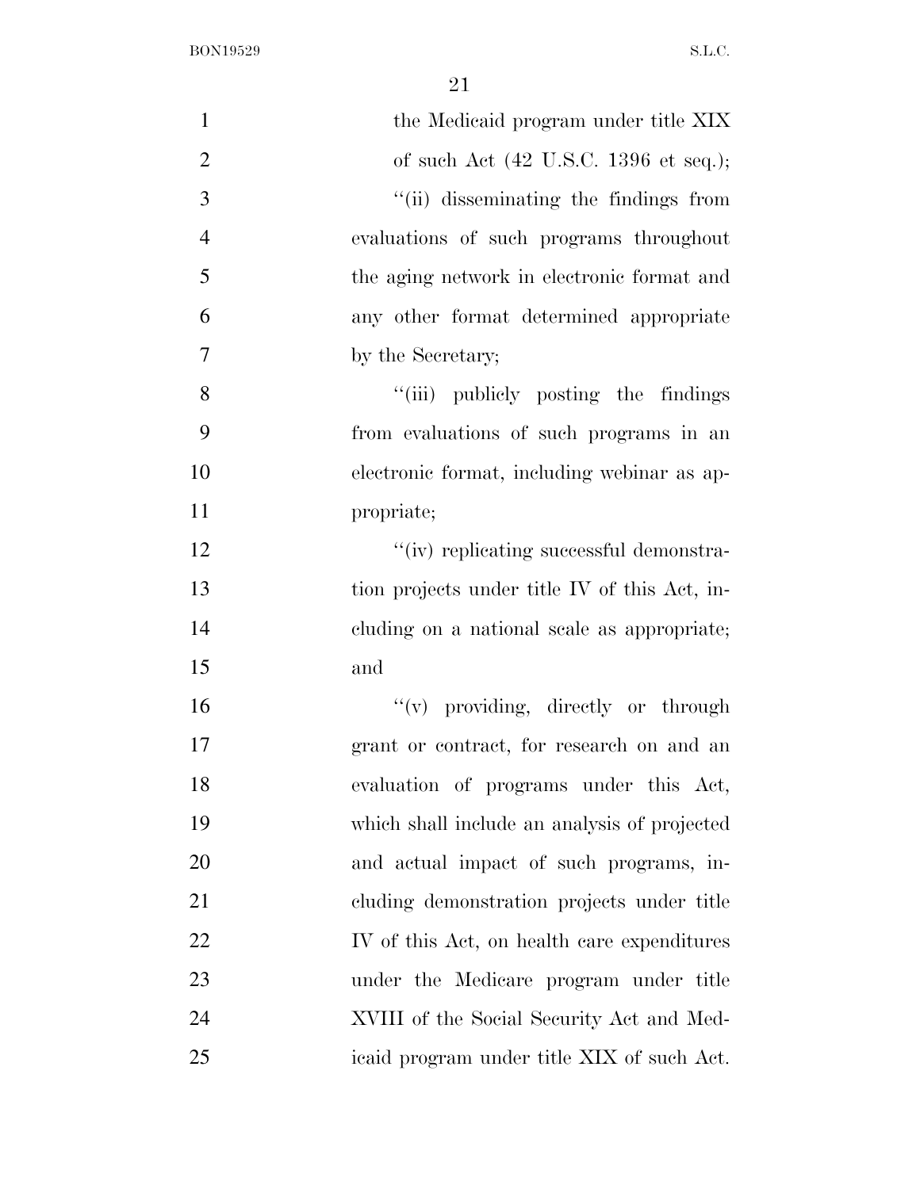the Medicaid program under title XIX of such Act (42 U.S.C. 1396 et seq.);

''(ii) disseminating the findings from evaluations of such programs throughout the aging network in electronic format and any other format determined appropriate by the Secretary;

''(iii) publicly posting the findings from evaluations of such programs in an electronic format, including webinar as appropriate;

''(iv) replicating successful demonstration projects under title IV of this Act, including on a national scale as appropriate; and

''(v) providing, directly or through grant or contract, for research on and an evaluation of programs under this Act, which shall include an analysis of projected and actual impact of such programs, including demonstration projects under title IV of this Act, on health care expenditures under the Medicare program under title XVIII of the Social Security Act and Medicaid program under title XIX of such Act.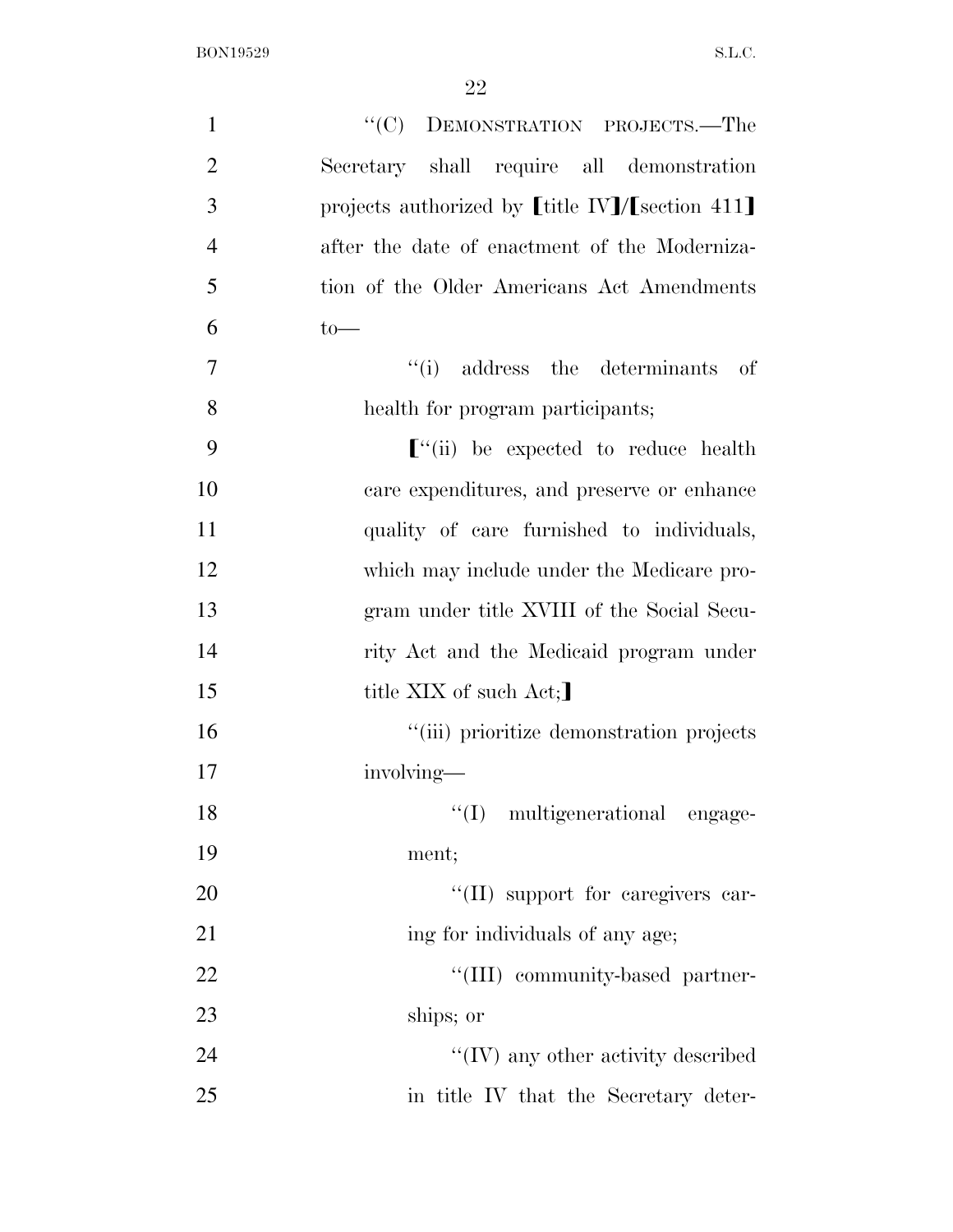"(C) DEMONSTRATION PROJECTS.—The Secretary shall require all demonstration projects authorized by ⟦title IV⟧/⟦section 411⟧ after the date of enactment of the Modernization of the Older Americans Act Amendments to—

"(i) address the determinants of health for program participants;

⟦"(ii) be expected to reduce health care expenditures, and preserve or enhance quality of care furnished to individuals, which may include under the Medicare program under title XVIII of the Social Security Act and the Medicaid program under title XIX of such Act;⟧

"(iii) prioritize demonstration projects involving—

"(I) multigenerational engagement;

"(II) support for caregivers caring for individuals of any age;

"(III) community-based partnerships; or

"(IV) any other activity described in title IV that the Secretary deter-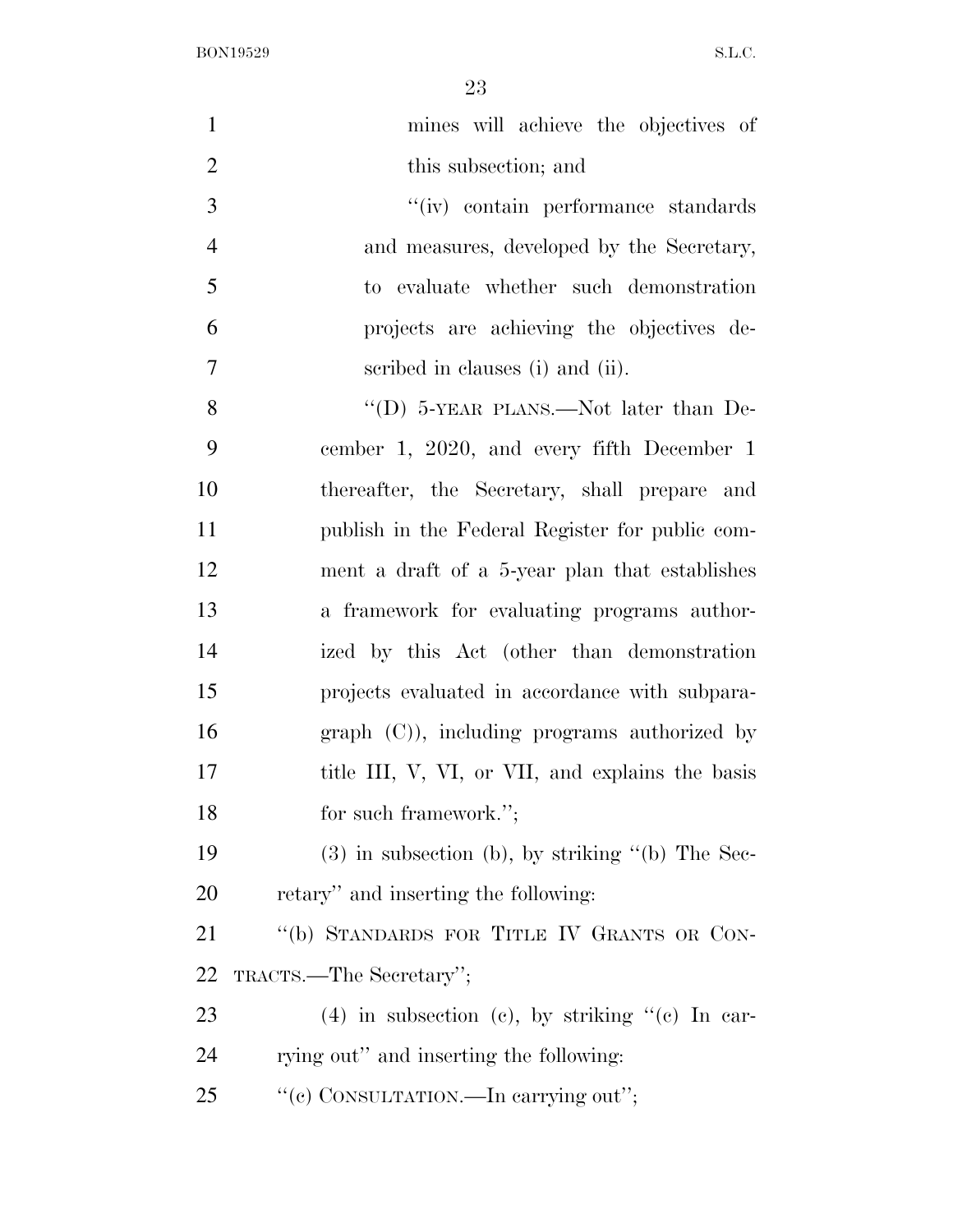mines will achieve the objectives of this subsection; and

''(iv) contain performance standards and measures, developed by the Secretary, to evaluate whether such demonstration projects are achieving the objectives described in clauses (i) and (ii).

''(D) 5-YEAR PLANS.—Not later than December 1, 2020, and every fifth December 1 thereafter, the Secretary, shall prepare and publish in the Federal Register for public comment a draft of a 5-year plan that establishes a framework for evaluating programs authorized by this Act (other than demonstration projects evaluated in accordance with subparagraph (C)), including programs authorized by title III, V, VI, or VII, and explains the basis for such framework.'';

(3) in subsection (b), by striking ''(b) The Secretary'' and inserting the following:

''(b) STANDARDS FOR TITLE IV GRANTS OR CONTRACTS.—The Secretary'';

(4) in subsection (c), by striking ''(c) In carrying out'' and inserting the following:

''(c) CONSULTATION.—In carrying out'';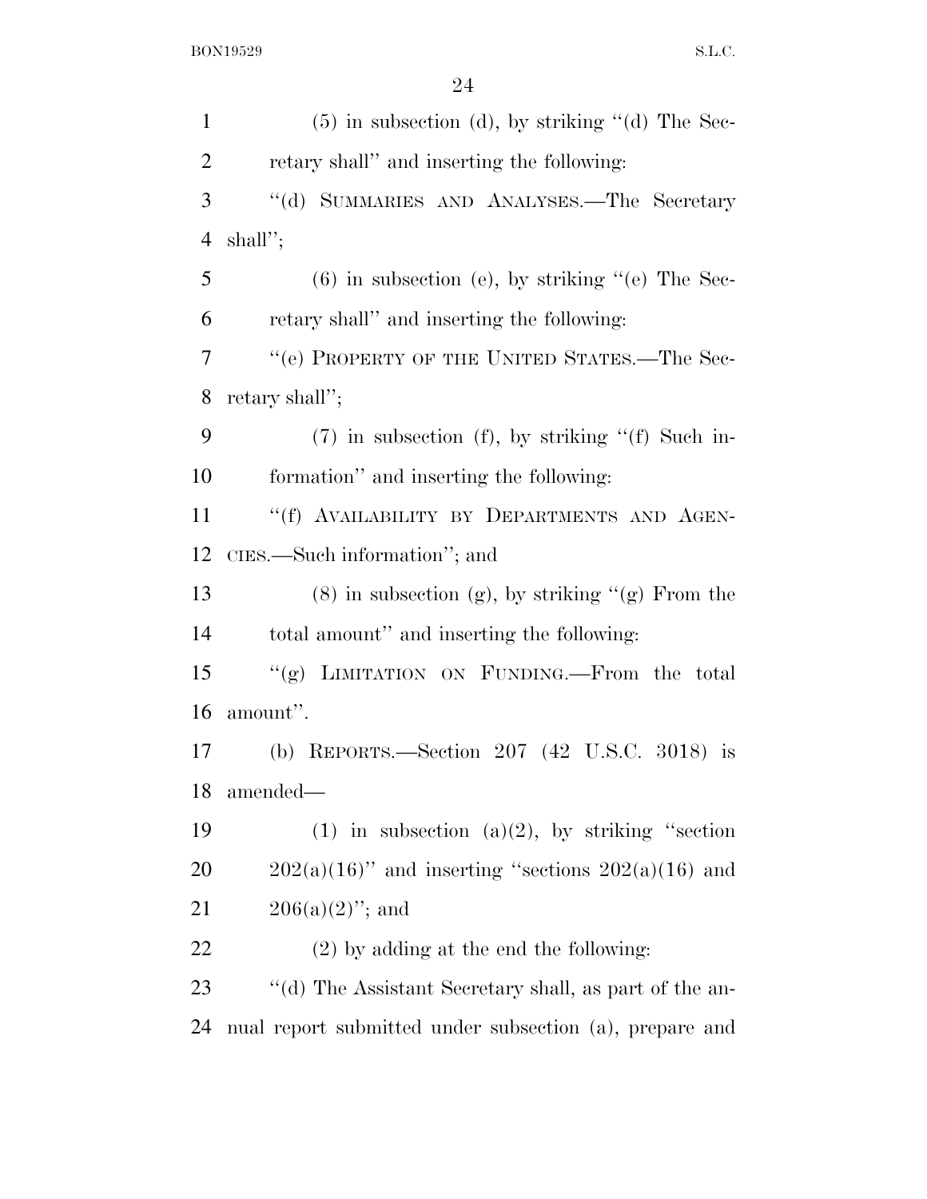(5) in subsection (d), by striking ''(d) The Secretary shall'' and inserting the following:

''(d) SUMMARIES AND ANALYSES.—The Secretary shall'';

(6) in subsection (e), by striking ''(e) The Secretary shall'' and inserting the following:

''(e) PROPERTY OF THE UNITED STATES.—The Secretary shall'';

(7) in subsection (f), by striking ''(f) Such information'' and inserting the following:

''(f) AVAILABILITY BY DEPARTMENTS AND AGENCIES.—Such information''; and

(8) in subsection (g), by striking ''(g) From the total amount'' and inserting the following:

''(g) LIMITATION ON FUNDING.—From the total amount''.

(b) REPORTS.—Section 207 (42 U.S.C. 3018) is amended—

(1) in subsection (a)(2), by striking ''section 202(a)(16)'' and inserting ''sections 202(a)(16) and 206(a)(2)''; and

(2) by adding at the end the following:

''(d) The Assistant Secretary shall, as part of the annual report submitted under subsection (a), prepare and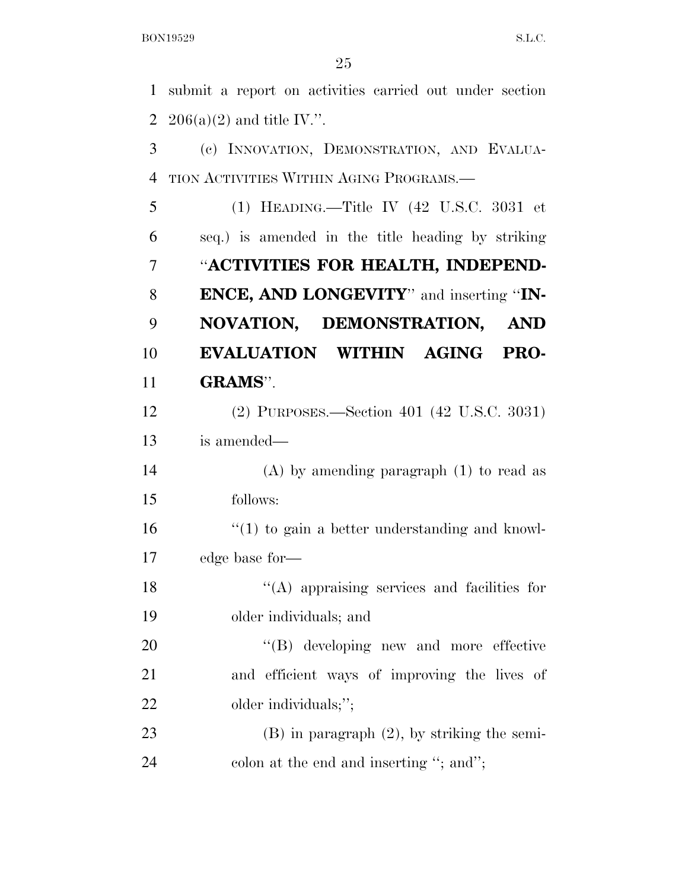submit a report on activities carried out under section 206(a)(2) and title IV.''.

(c) INNOVATION, DEMONSTRATION, AND EVALUATION ACTIVITIES WITHIN AGING PROGRAMS.—

(1) HEADING.—Title IV (42 U.S.C. 3031 et seq.) is amended in the title heading by striking ''**ACTIVITIES FOR HEALTH, INDEPENDENCE, AND LONGEVITY**'' and inserting ''**INNOVATION, DEMONSTRATION, AND EVALUATION WITHIN AGING PROGRAMS**''.

(2) PURPOSES.—Section 401 (42 U.S.C. 3031) is amended—

(A) by amending paragraph (1) to read as follows:

''(1) to gain a better understanding and knowledge base for—

''(A) appraising services and facilities for older individuals; and

''(B) developing new and more effective and efficient ways of improving the lives of older individuals;'';

(B) in paragraph (2), by striking the semicolon at the end and inserting ''; and'';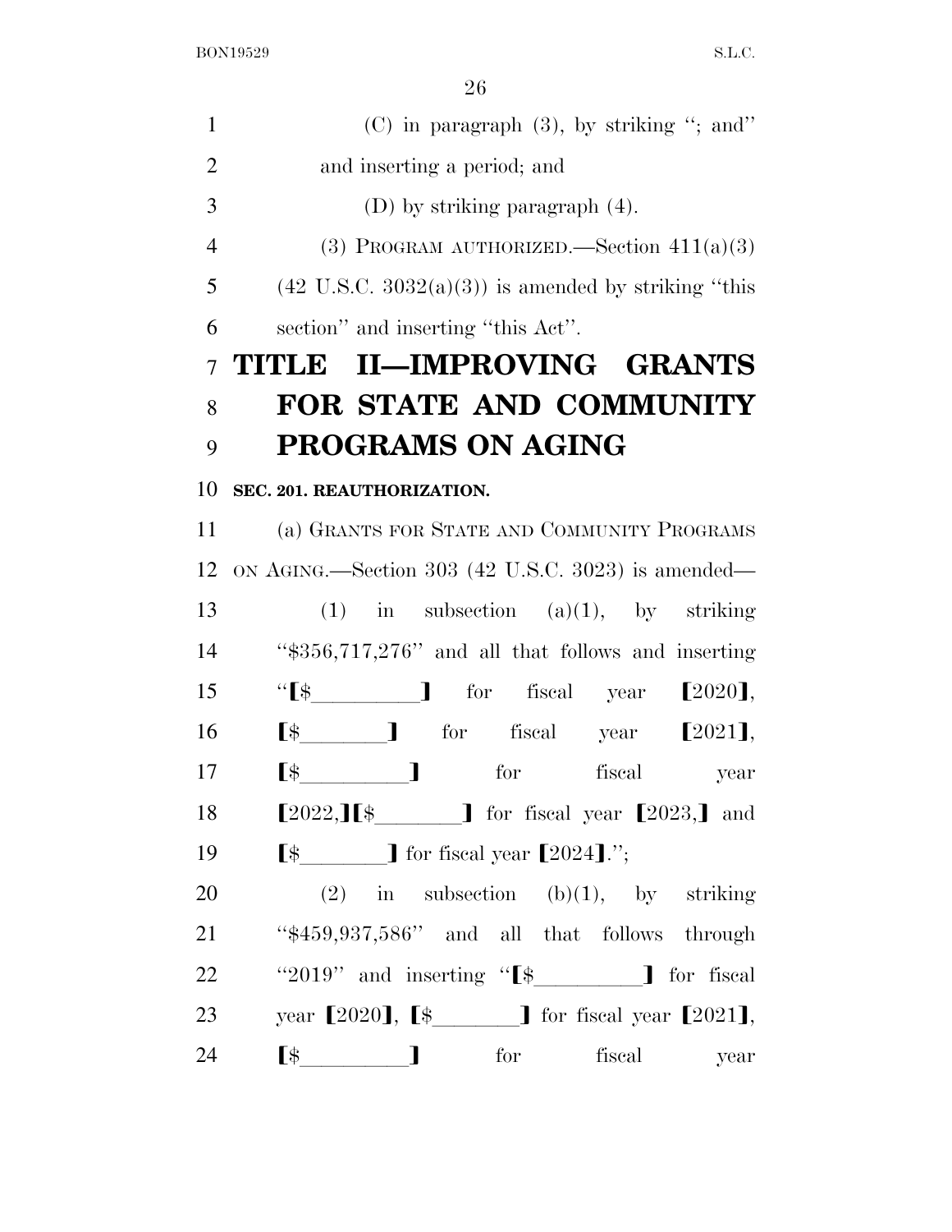(C) in paragraph (3), by striking "; and" and inserting a period; and

(D) by striking paragraph (4).

(3) PROGRAM AUTHORIZED.—Section 411(a)(3) (42 U.S.C. 3032(a)(3)) is amended by striking "this section" and inserting "this Act".

# TITLE II—IMPROVING GRANTS FOR STATE AND COMMUNITY PROGRAMS ON AGING

### SEC. 201. REAUTHORIZATION.

(a) GRANTS FOR STATE AND COMMUNITY PROGRAMS ON AGING.—Section 303 (42 U.S.C. 3023) is amended—

(1) in subsection (a)(1), by striking "$356,717,276" and all that follows and inserting "[$\_\_\_\_\_\_\_\_\_] for fiscal year [2020], [$\_\_\_\_\_\_\_\_] for fiscal year [2021], [$\_\_\_\_\_\_\_\_\_] for fiscal year [2022,][$\_\_\_\_\_\_\_\_] for fiscal year [2023,] and [$\_\_\_\_\_\_\_\_] for fiscal year [2024].";

(2) in subsection (b)(1), by striking "$459,937,586" and all that follows through "2019" and inserting "[$\_\_\_\_\_\_\_\_\_] for fiscal year [2020], [$\_\_\_\_\_\_\_\_] for fiscal year [2021], [$\_\_\_\_\_\_\_\_\_] for fiscal year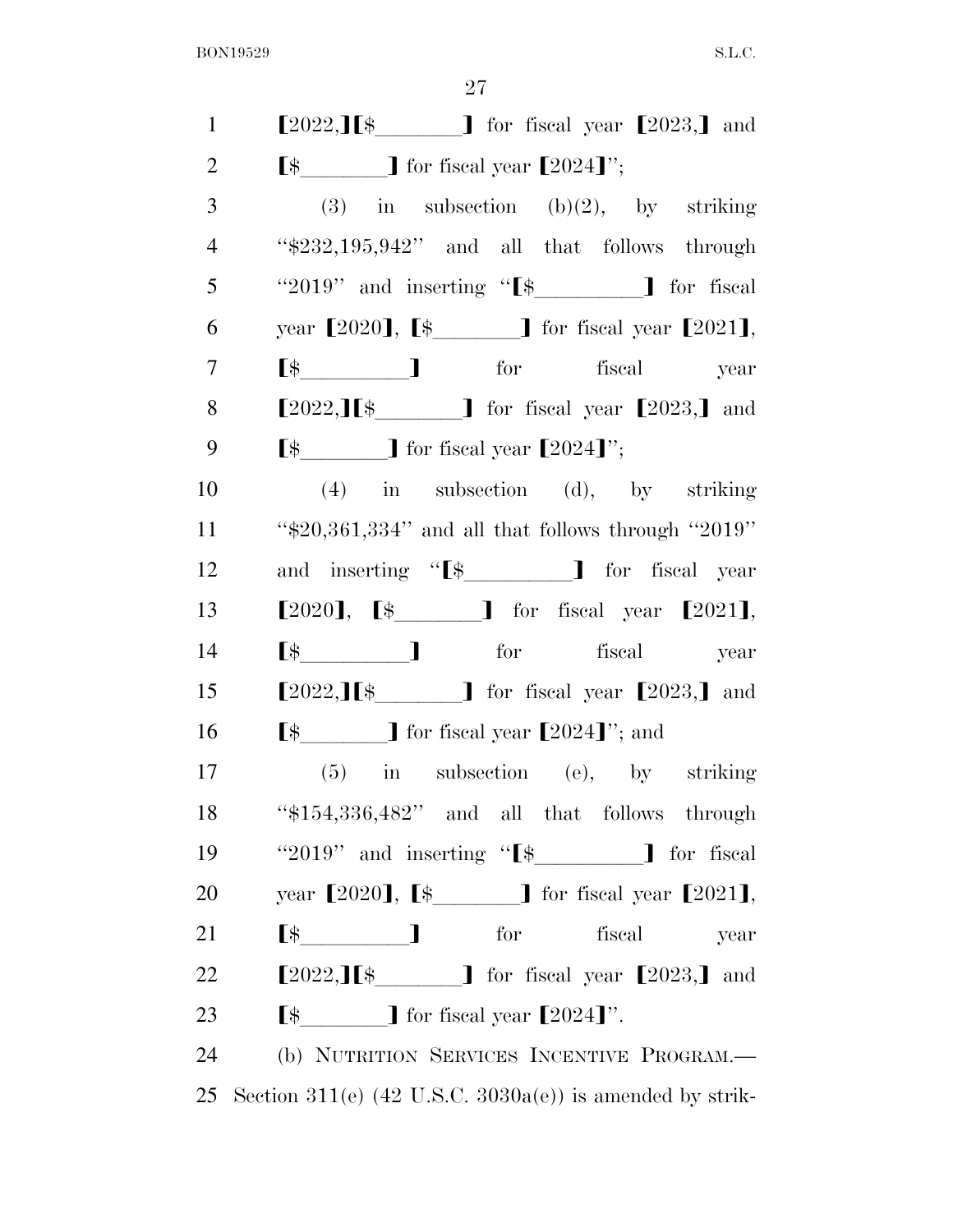[2022,][$________] for fiscal year [2023,] and [$________] for fiscal year [2024]'';

(3) in subsection (b)(2), by striking ''$232,195,942'' and all that follows through ''2019'' and inserting ''[$__________] for fiscal year [2020], [$________] for fiscal year [2021], [$__________] for fiscal year [2022,][$________] for fiscal year [2023,] and [$________] for fiscal year [2024]'';

(4) in subsection (d), by striking ''$20,361,334'' and all that follows through ''2019'' and inserting ''[$__________] for fiscal year [2020], [$________] for fiscal year [2021], [$__________] for fiscal year [2022,][$________] for fiscal year [2023,] and [$________] for fiscal year [2024]''; and

(5) in subsection (e), by striking ''$154,336,482'' and all that follows through ''2019'' and inserting ''[$__________] for fiscal year [2020], [$________] for fiscal year [2021], [$__________] for fiscal year [2022,][$________] for fiscal year [2023,] and [$________] for fiscal year [2024]''.

(b) NUTRITION SERVICES INCENTIVE PROGRAM.—Section 311(e) (42 U.S.C. 3030a(e)) is amended by strik-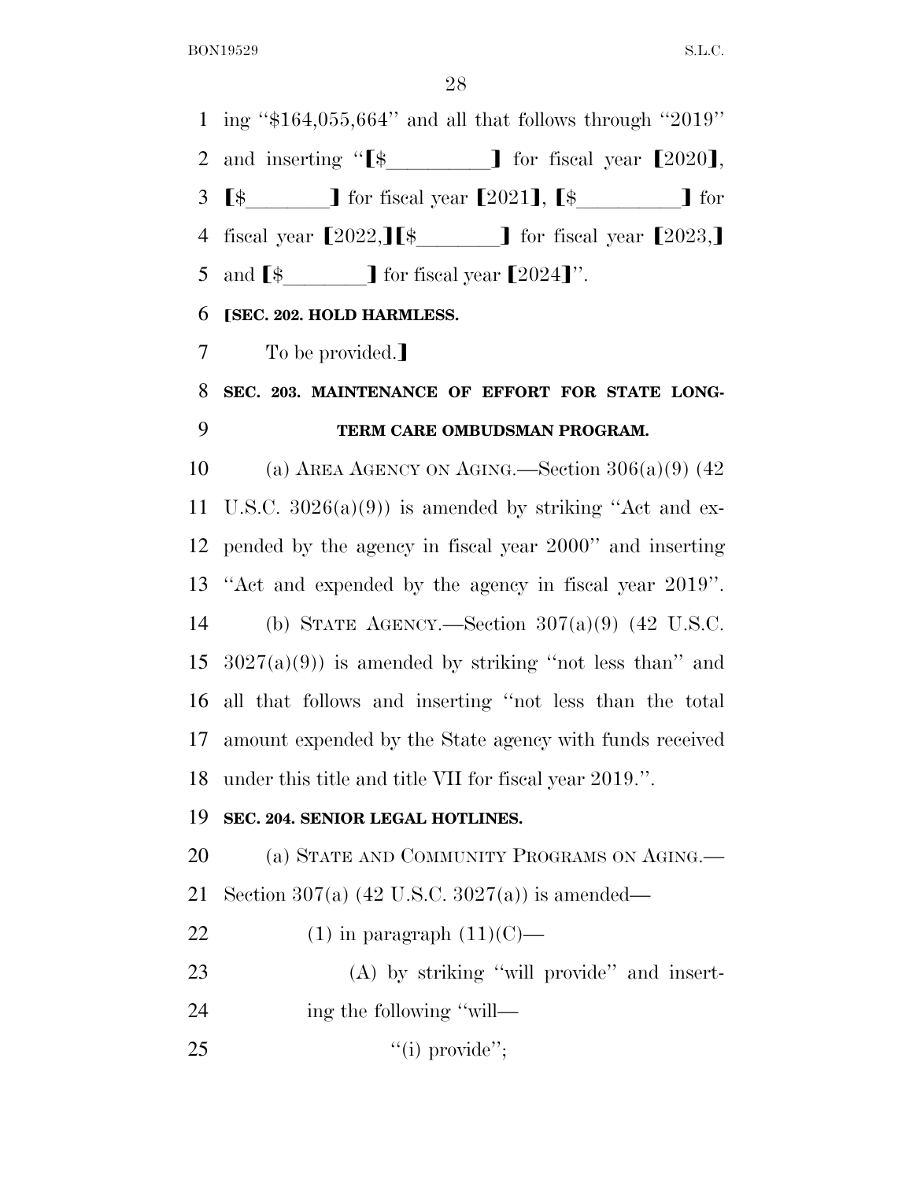ing ''$164,055,664'' and all that follows through ''2019'' and inserting ''⟦$\_\_\_\_\_\_\_\_\_\_⟧ for fiscal year ⟦2020⟧, ⟦$\_\_\_\_\_\_\_\_⟧ for fiscal year ⟦2021⟧, ⟦$\_\_\_\_\_\_\_\_\_\_⟧ for fiscal year ⟦2022,⟧⟦$\_\_\_\_\_\_\_\_⟧ for fiscal year ⟦2023,⟧ and ⟦$\_\_\_\_\_\_\_\_⟧ for fiscal year ⟦2024⟧''.

**⟦SEC. 202. HOLD HARMLESS.**

To be provided.⟧

**SEC. 203. MAINTENANCE OF EFFORT FOR STATE LONG-TERM CARE OMBUDSMAN PROGRAM.**

(a) AREA AGENCY ON AGING.—Section 306(a)(9) (42 U.S.C. 3026(a)(9)) is amended by striking ''Act and expended by the agency in fiscal year 2000'' and inserting ''Act and expended by the agency in fiscal year 2019''.

(b) STATE AGENCY.—Section 307(a)(9) (42 U.S.C. 3027(a)(9)) is amended by striking ''not less than'' and all that follows and inserting ''not less than the total amount expended by the State agency with funds received under this title and title VII for fiscal year 2019.''.

**SEC. 204. SENIOR LEGAL HOTLINES.**

(a) STATE AND COMMUNITY PROGRAMS ON AGING.—Section 307(a) (42 U.S.C. 3027(a)) is amended—

(1) in paragraph (11)(C)—

(A) by striking ''will provide'' and inserting the following ''will—

''(i) provide'';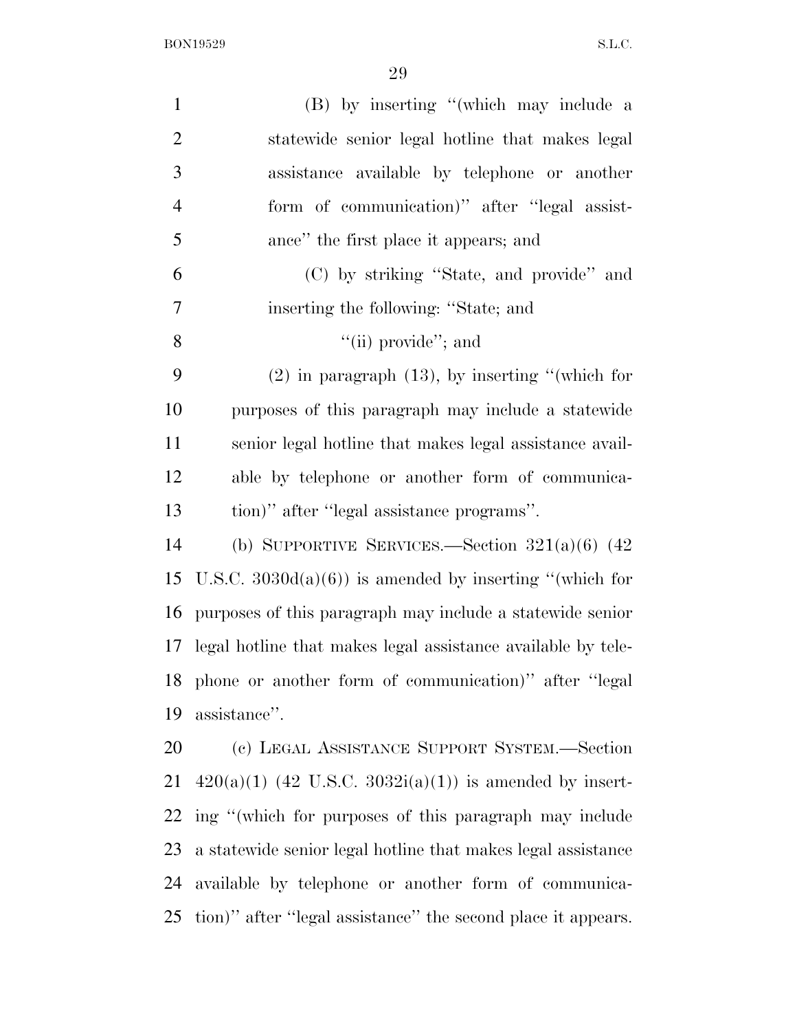(B) by inserting ''(which may include a statewide senior legal hotline that makes legal assistance available by telephone or another form of communication)'' after ''legal assistance'' the first place it appears; and

(C) by striking ''State, and provide'' and inserting the following: ''State; and

''(ii) provide''; and

(2) in paragraph (13), by inserting ''(which for purposes of this paragraph may include a statewide senior legal hotline that makes legal assistance available by telephone or another form of communication)'' after ''legal assistance programs''.

(b) SUPPORTIVE SERVICES.—Section 321(a)(6) (42 U.S.C. 3030d(a)(6)) is amended by inserting ''(which for purposes of this paragraph may include a statewide senior legal hotline that makes legal assistance available by telephone or another form of communication)'' after ''legal assistance''.

(c) LEGAL ASSISTANCE SUPPORT SYSTEM.—Section 420(a)(1) (42 U.S.C. 3032i(a)(1)) is amended by inserting ''(which for purposes of this paragraph may include a statewide senior legal hotline that makes legal assistance available by telephone or another form of communication)'' after ''legal assistance'' the second place it appears.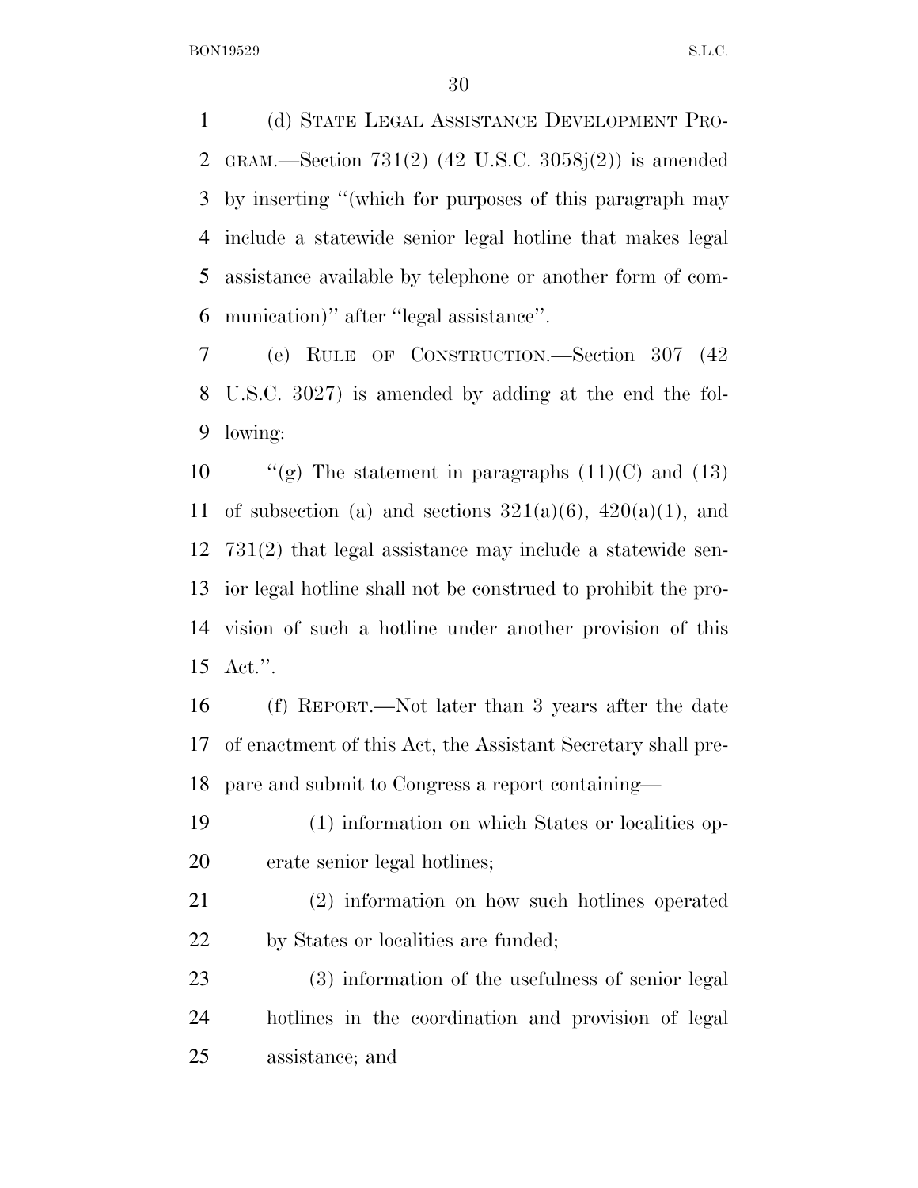(d) STATE LEGAL ASSISTANCE DEVELOPMENT PROGRAM.—Section 731(2) (42 U.S.C. 3058j(2)) is amended by inserting "(which for purposes of this paragraph may include a statewide senior legal hotline that makes legal assistance available by telephone or another form of communication)" after "legal assistance".

(e) RULE OF CONSTRUCTION.—Section 307 (42 U.S.C. 3027) is amended by adding at the end the following:

"(g) The statement in paragraphs (11)(C) and (13) of subsection (a) and sections 321(a)(6), 420(a)(1), and 731(2) that legal assistance may include a statewide senior legal hotline shall not be construed to prohibit the provision of such a hotline under another provision of this Act.".

(f) REPORT.—Not later than 3 years after the date of enactment of this Act, the Assistant Secretary shall prepare and submit to Congress a report containing—

(1) information on which States or localities operate senior legal hotlines;

(2) information on how such hotlines operated by States or localities are funded;

(3) information of the usefulness of senior legal hotlines in the coordination and provision of legal assistance; and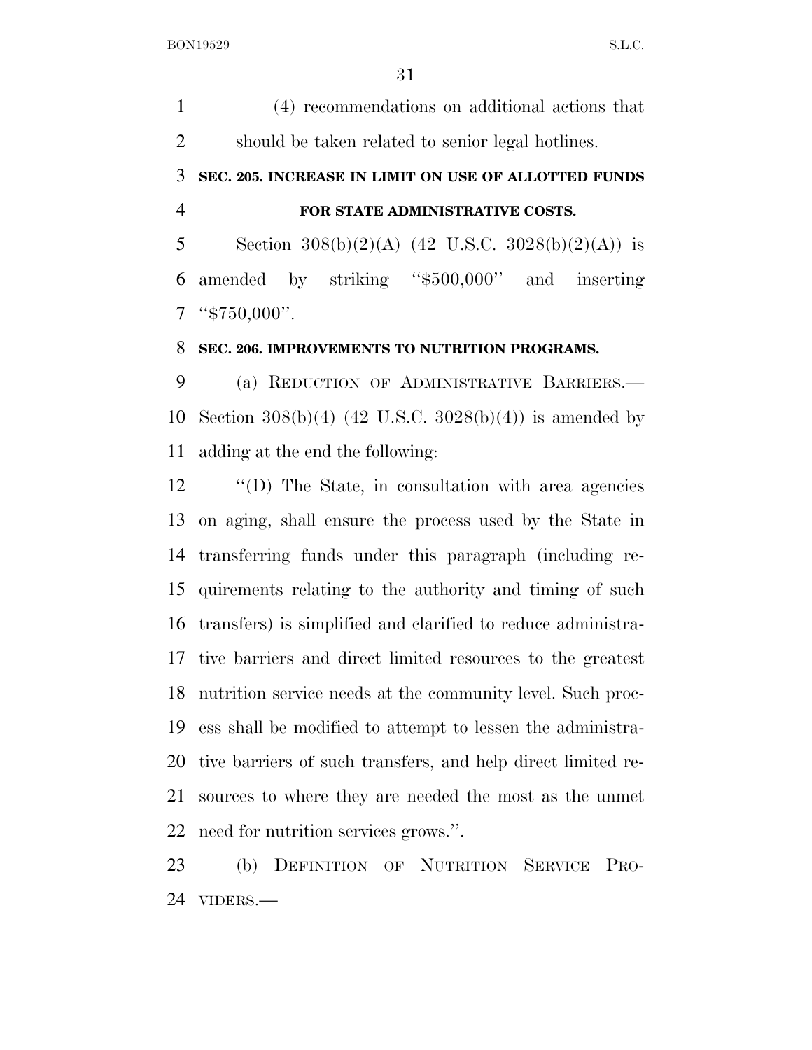(4) recommendations on additional actions that should be taken related to senior legal hotlines.

**SEC. 205. INCREASE IN LIMIT ON USE OF ALLOTTED FUNDS FOR STATE ADMINISTRATIVE COSTS.**

Section 308(b)(2)(A) (42 U.S.C. 3028(b)(2)(A)) is amended by striking ''$500,000'' and inserting ''$750,000''.

**SEC. 206. IMPROVEMENTS TO NUTRITION PROGRAMS.**

(a) REDUCTION OF ADMINISTRATIVE BARRIERS.—Section 308(b)(4) (42 U.S.C. 3028(b)(4)) is amended by adding at the end the following:

''(D) The State, in consultation with area agencies on aging, shall ensure the process used by the State in transferring funds under this paragraph (including requirements relating to the authority and timing of such transfers) is simplified and clarified to reduce administrative barriers and direct limited resources to the greatest nutrition service needs at the community level. Such process shall be modified to attempt to lessen the administrative barriers of such transfers, and help direct limited resources to where they are needed the most as the unmet need for nutrition services grows.''.

(b) DEFINITION OF NUTRITION SERVICE PROVIDERS.—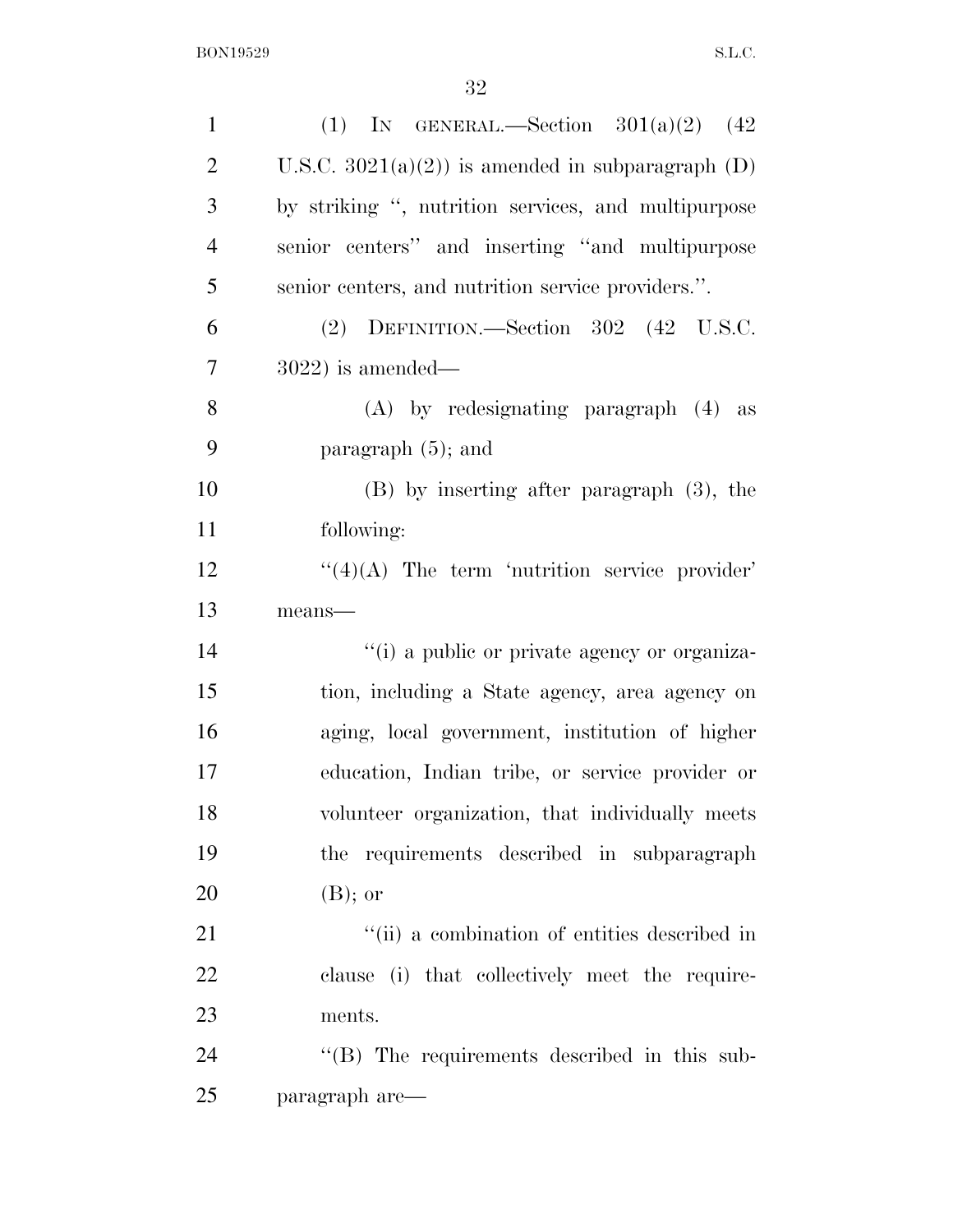(1) IN GENERAL.—Section 301(a)(2) (42 U.S.C. 3021(a)(2)) is amended in subparagraph (D) by striking ", nutrition services, and multipurpose senior centers" and inserting "and multipurpose senior centers, and nutrition service providers.".

(2) DEFINITION.—Section 302 (42 U.S.C. 3022) is amended—

(A) by redesignating paragraph (4) as paragraph (5); and

(B) by inserting after paragraph (3), the following:

"(4)(A) The term 'nutrition service provider' means—

"(i) a public or private agency or organization, including a State agency, area agency on aging, local government, institution of higher education, Indian tribe, or service provider or volunteer organization, that individually meets the requirements described in subparagraph (B); or

"(ii) a combination of entities described in clause (i) that collectively meet the requirements.

"(B) The requirements described in this subparagraph are—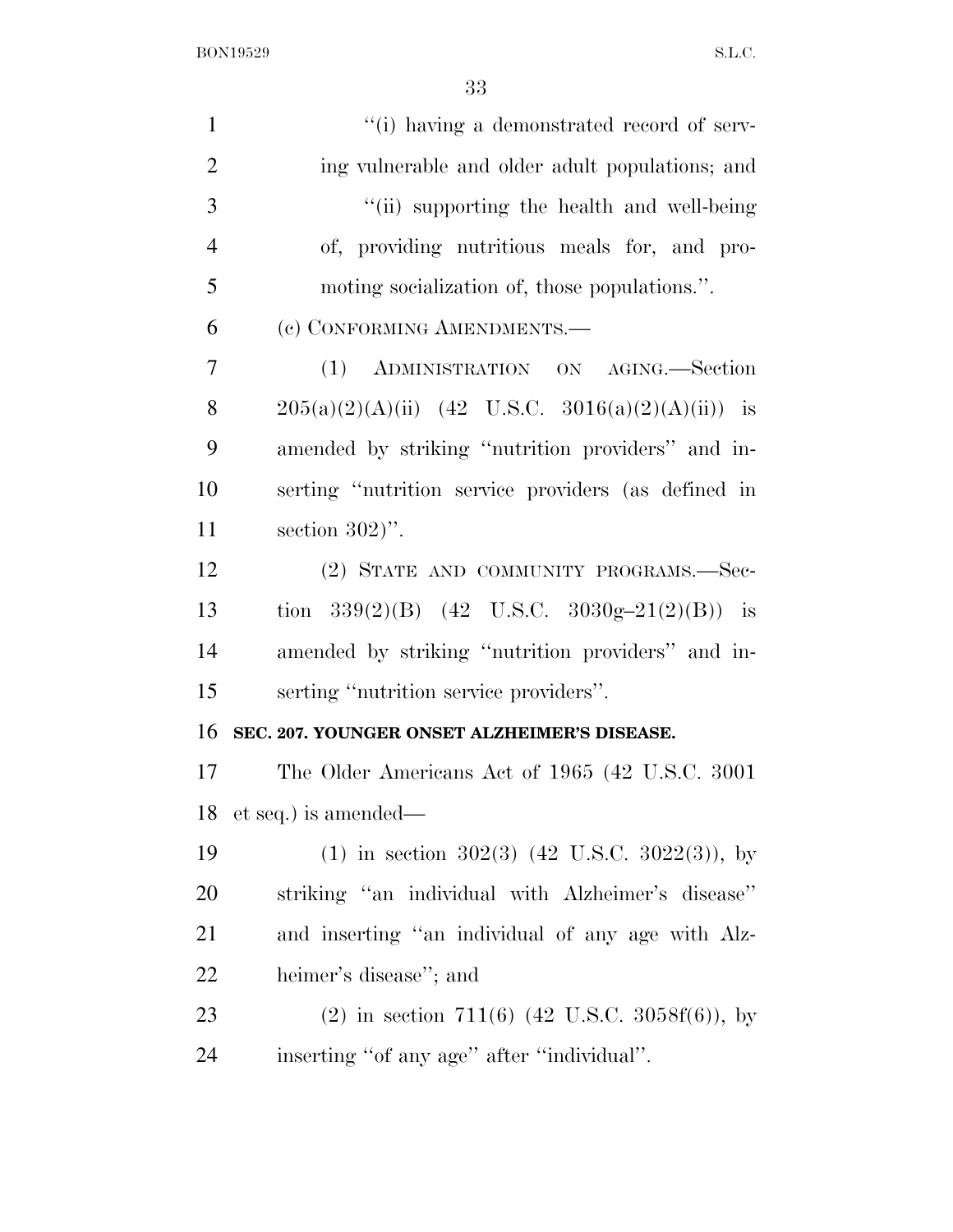"(i) having a demonstrated record of serving vulnerable and older adult populations; and

"(ii) supporting the health and well-being of, providing nutritious meals for, and promoting socialization of, those populations.".

(c) CONFORMING AMENDMENTS.—

(1) ADMINISTRATION ON AGING.—Section 205(a)(2)(A)(ii) (42 U.S.C. 3016(a)(2)(A)(ii)) is amended by striking "nutrition providers" and inserting "nutrition service providers (as defined in section 302)".

(2) STATE AND COMMUNITY PROGRAMS.—Section 339(2)(B) (42 U.S.C. 3030g–21(2)(B)) is amended by striking "nutrition providers" and inserting "nutrition service providers".

**SEC. 207. YOUNGER ONSET ALZHEIMER'S DISEASE.**

The Older Americans Act of 1965 (42 U.S.C. 3001 et seq.) is amended—

(1) in section 302(3) (42 U.S.C. 3022(3)), by striking "an individual with Alzheimer's disease" and inserting "an individual of any age with Alzheimer's disease"; and

(2) in section 711(6) (42 U.S.C. 3058f(6)), by inserting "of any age" after "individual".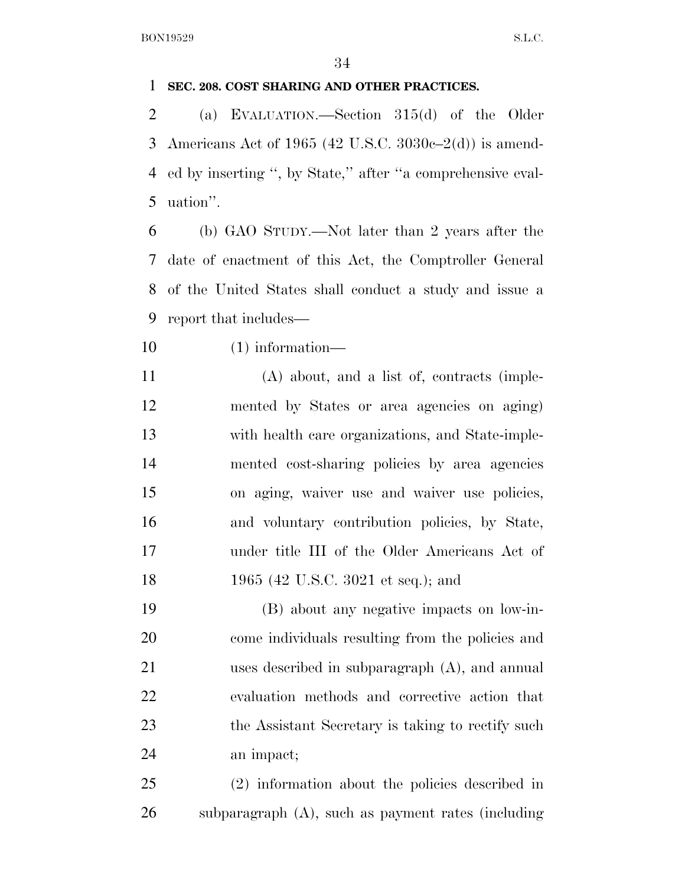**SEC. 208. COST SHARING AND OTHER PRACTICES.**

(a) EVALUATION.—Section 315(d) of the Older Americans Act of 1965 (42 U.S.C. 3030c–2(d)) is amended by inserting ", by State," after "a comprehensive evaluation".

(b) GAO STUDY.—Not later than 2 years after the date of enactment of this Act, the Comptroller General of the United States shall conduct a study and issue a report that includes—

(1) information—

(A) about, and a list of, contracts (implemented by States or area agencies on aging) with health care organizations, and State-implemented cost-sharing policies by area agencies on aging, waiver use and waiver use policies, and voluntary contribution policies, by State, under title III of the Older Americans Act of 1965 (42 U.S.C. 3021 et seq.); and

(B) about any negative impacts on low-income individuals resulting from the policies and uses described in subparagraph (A), and annual evaluation methods and corrective action that the Assistant Secretary is taking to rectify such an impact;

(2) information about the policies described in subparagraph (A), such as payment rates (including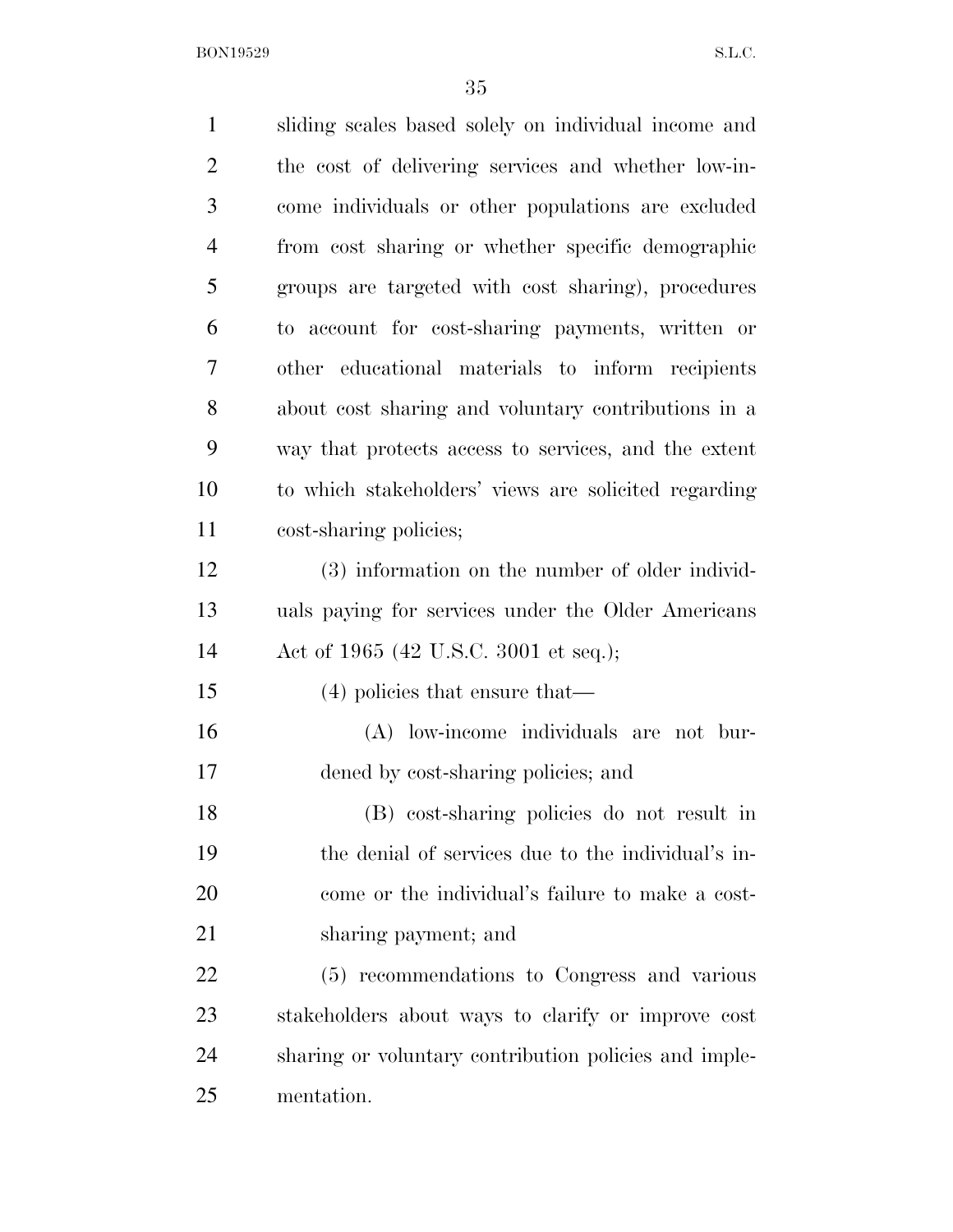sliding scales based solely on individual income and the cost of delivering services and whether low-income individuals or other populations are excluded from cost sharing or whether specific demographic groups are targeted with cost sharing), procedures to account for cost-sharing payments, written or other educational materials to inform recipients about cost sharing and voluntary contributions in a way that protects access to services, and the extent to which stakeholders' views are solicited regarding cost-sharing policies;

(3) information on the number of older individuals paying for services under the Older Americans Act of 1965 (42 U.S.C. 3001 et seq.);

(4) policies that ensure that—

(A) low-income individuals are not burdened by cost-sharing policies; and

(B) cost-sharing policies do not result in the denial of services due to the individual's income or the individual's failure to make a cost-sharing payment; and

(5) recommendations to Congress and various stakeholders about ways to clarify or improve cost sharing or voluntary contribution policies and implementation.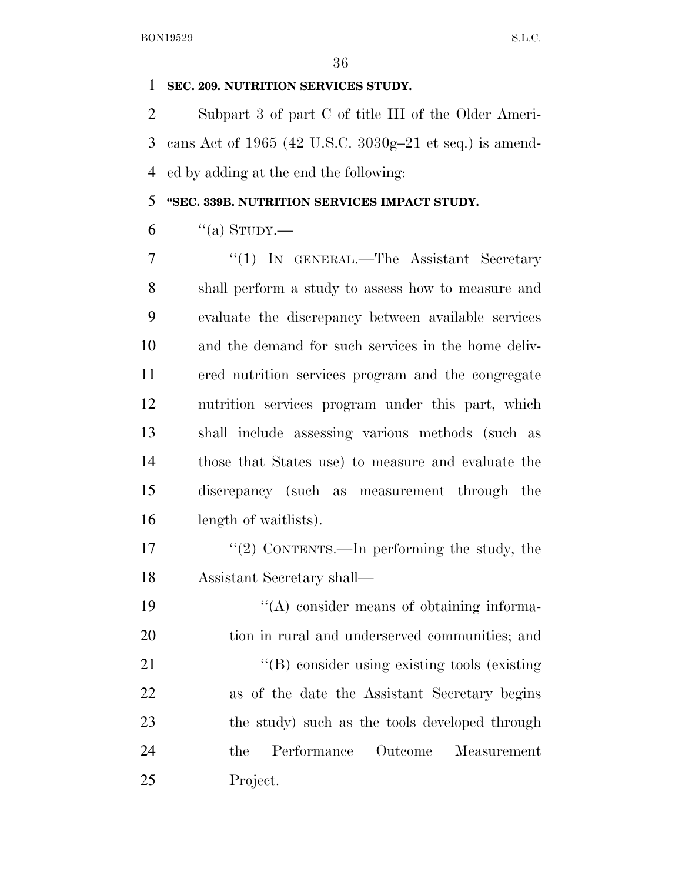**SEC. 209. NUTRITION SERVICES STUDY.**

Subpart 3 of part C of title III of the Older Americans Act of 1965 (42 U.S.C. 3030g–21 et seq.) is amended by adding at the end the following:

**"SEC. 339B. NUTRITION SERVICES IMPACT STUDY.**

"(a) STUDY.—

"(1) IN GENERAL.—The Assistant Secretary shall perform a study to assess how to measure and evaluate the discrepancy between available services and the demand for such services in the home delivered nutrition services program and the congregate nutrition services program under this part, which shall include assessing various methods (such as those that States use) to measure and evaluate the discrepancy (such as measurement through the length of waitlists).

"(2) CONTENTS.—In performing the study, the Assistant Secretary shall—

"(A) consider means of obtaining information in rural and underserved communities; and

"(B) consider using existing tools (existing as of the date the Assistant Secretary begins the study) such as the tools developed through the Performance Outcome Measurement Project.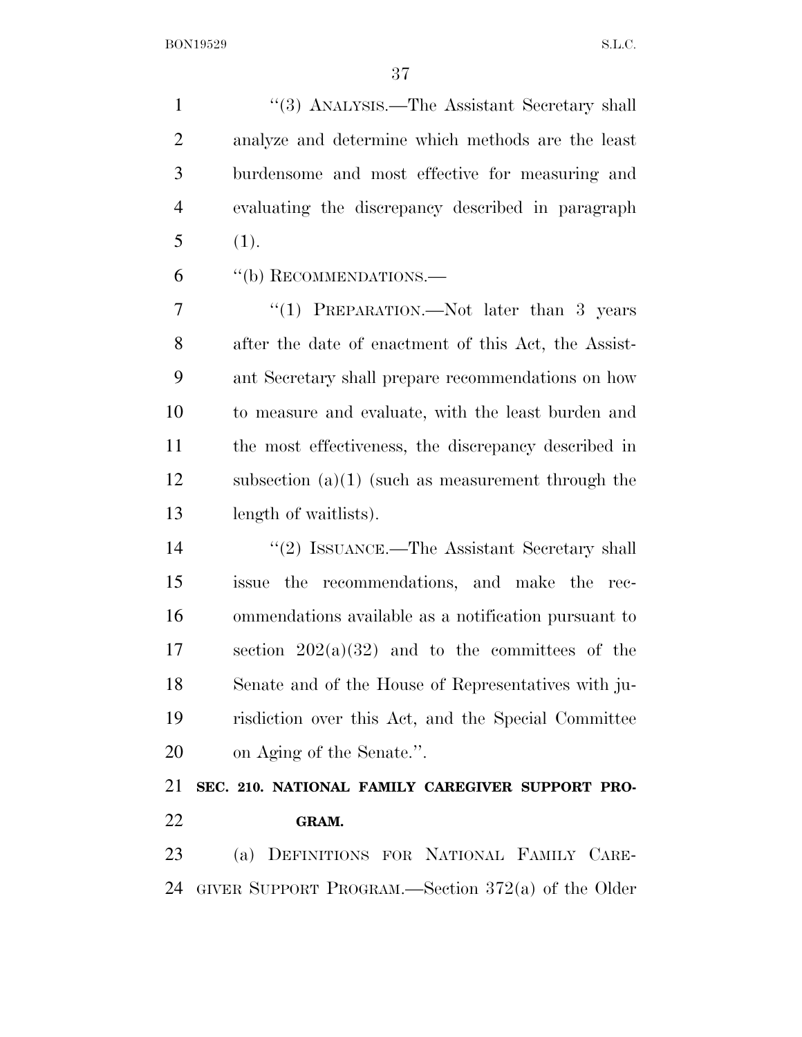''(3) ANALYSIS.—The Assistant Secretary shall analyze and determine which methods are the least burdensome and most effective for measuring and evaluating the discrepancy described in paragraph (1).

''(b) RECOMMENDATIONS.—

''(1) PREPARATION.—Not later than 3 years after the date of enactment of this Act, the Assistant Secretary shall prepare recommendations on how to measure and evaluate, with the least burden and the most effectiveness, the discrepancy described in subsection (a)(1) (such as measurement through the length of waitlists).

''(2) ISSUANCE.—The Assistant Secretary shall issue the recommendations, and make the recommendations available as a notification pursuant to section 202(a)(32) and to the committees of the Senate and of the House of Representatives with jurisdiction over this Act, and the Special Committee on Aging of the Senate.''.

**SEC. 210. NATIONAL FAMILY CAREGIVER SUPPORT PROGRAM.**

(a) DEFINITIONS FOR NATIONAL FAMILY CAREGIVER SUPPORT PROGRAM.—Section 372(a) of the Older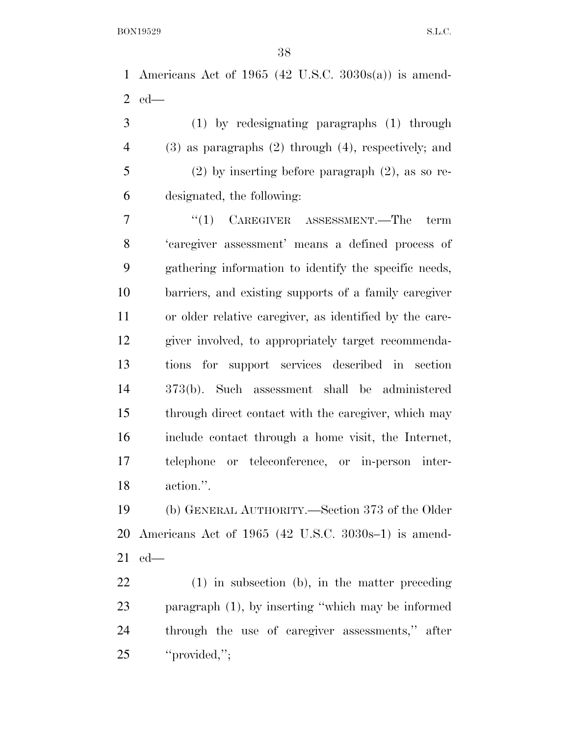Americans Act of 1965 (42 U.S.C. 3030s(a)) is amended—

(1) by redesignating paragraphs (1) through (3) as paragraphs (2) through (4), respectively; and

(2) by inserting before paragraph (2), as so redesignated, the following:

"(1) CAREGIVER ASSESSMENT.—The term 'caregiver assessment' means a defined process of gathering information to identify the specific needs, barriers, and existing supports of a family caregiver or older relative caregiver, as identified by the caregiver involved, to appropriately target recommendations for support services described in section 373(b). Such assessment shall be administered through direct contact with the caregiver, which may include contact through a home visit, the Internet, telephone or teleconference, or in-person interaction.".

(b) GENERAL AUTHORITY.—Section 373 of the Older Americans Act of 1965 (42 U.S.C. 3030s–1) is amended—

(1) in subsection (b), in the matter preceding paragraph (1), by inserting "which may be informed through the use of caregiver assessments," after "provided,";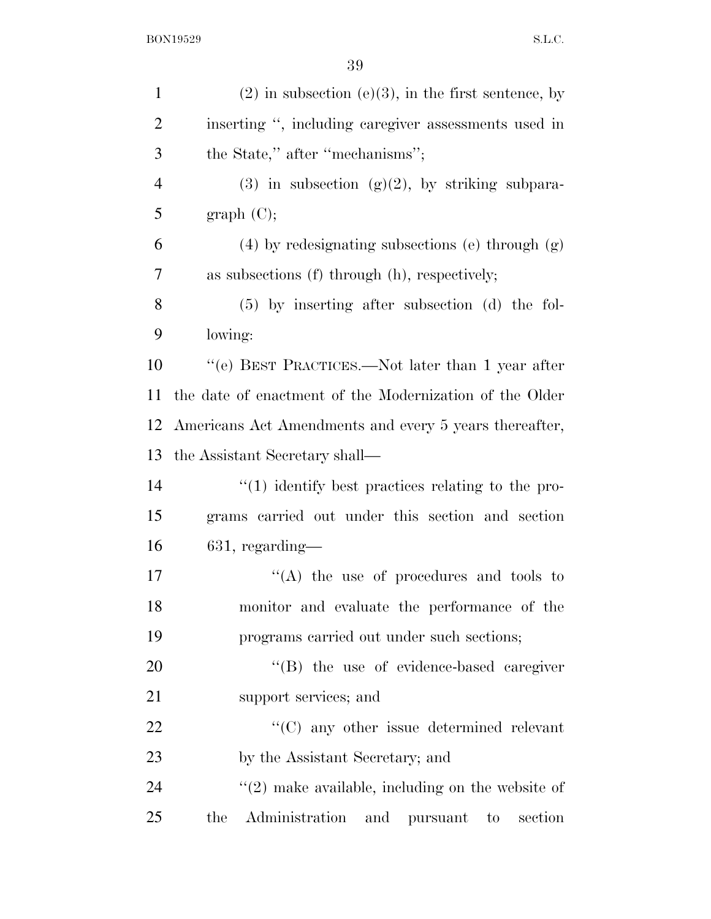(2) in subsection (e)(3), in the first sentence, by inserting ", including caregiver assessments used in the State," after "mechanisms";

(3) in subsection (g)(2), by striking subparagraph (C);

(4) by redesignating subsections (e) through (g) as subsections (f) through (h), respectively;

(5) by inserting after subsection (d) the following:

"(e) BEST PRACTICES.—Not later than 1 year after the date of enactment of the Modernization of the Older Americans Act Amendments and every 5 years thereafter, the Assistant Secretary shall—

"(1) identify best practices relating to the programs carried out under this section and section 631, regarding—

"(A) the use of procedures and tools to monitor and evaluate the performance of the programs carried out under such sections;

"(B) the use of evidence-based caregiver support services; and

"(C) any other issue determined relevant by the Assistant Secretary; and

"(2) make available, including on the website of the Administration and pursuant to section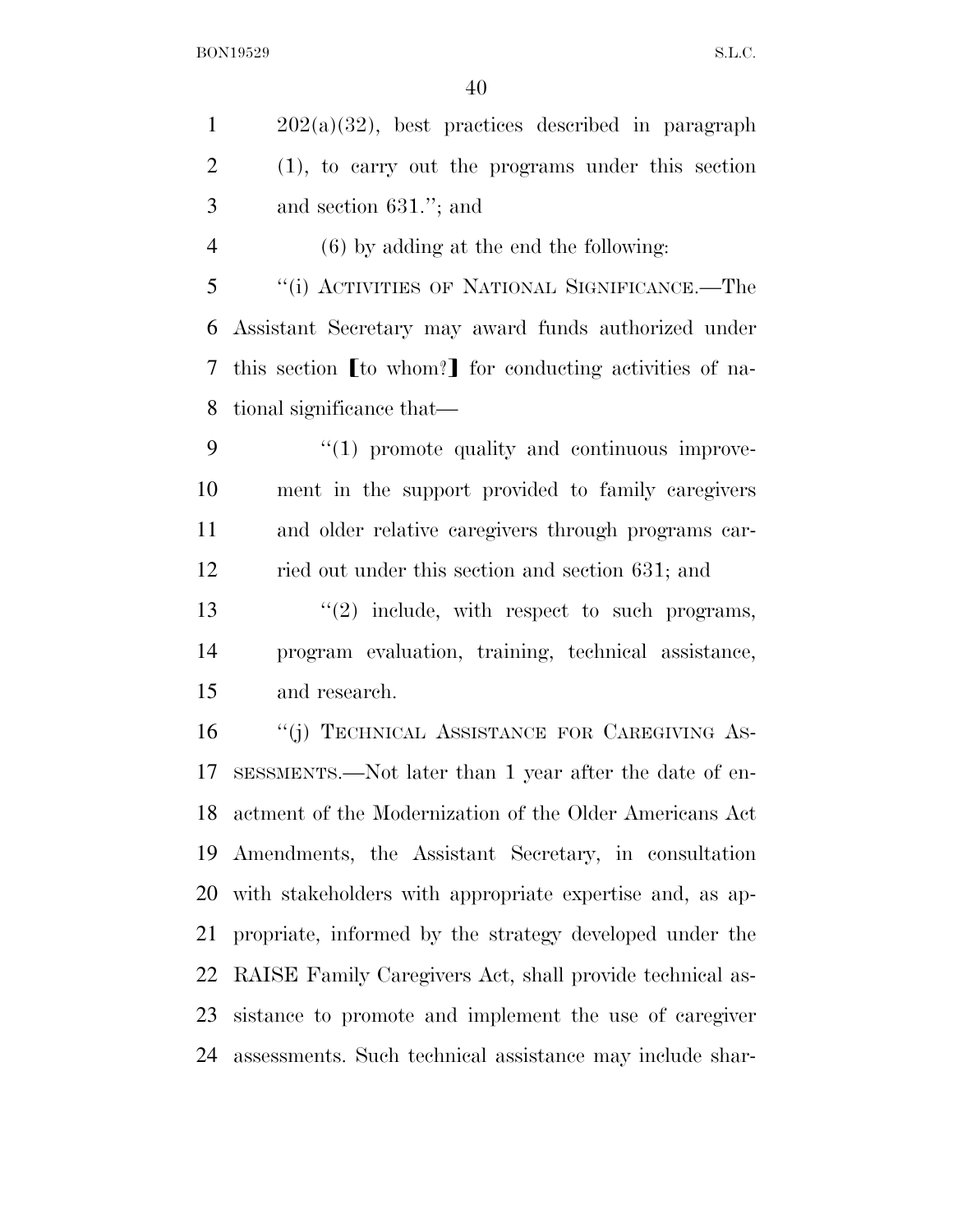202(a)(32), best practices described in paragraph (1), to carry out the programs under this section and section 631.''; and

(6) by adding at the end the following:

''(i) ACTIVITIES OF NATIONAL SIGNIFICANCE.—The Assistant Secretary may award funds authorized under this section [to whom?] for conducting activities of national significance that—

''(1) promote quality and continuous improvement in the support provided to family caregivers and older relative caregivers through programs carried out under this section and section 631; and

''(2) include, with respect to such programs, program evaluation, training, technical assistance, and research.

''(j) TECHNICAL ASSISTANCE FOR CAREGIVING ASSESSMENTS.—Not later than 1 year after the date of enactment of the Modernization of the Older Americans Act Amendments, the Assistant Secretary, in consultation with stakeholders with appropriate expertise and, as appropriate, informed by the strategy developed under the RAISE Family Caregivers Act, shall provide technical assistance to promote and implement the use of caregiver assessments. Such technical assistance may include shar-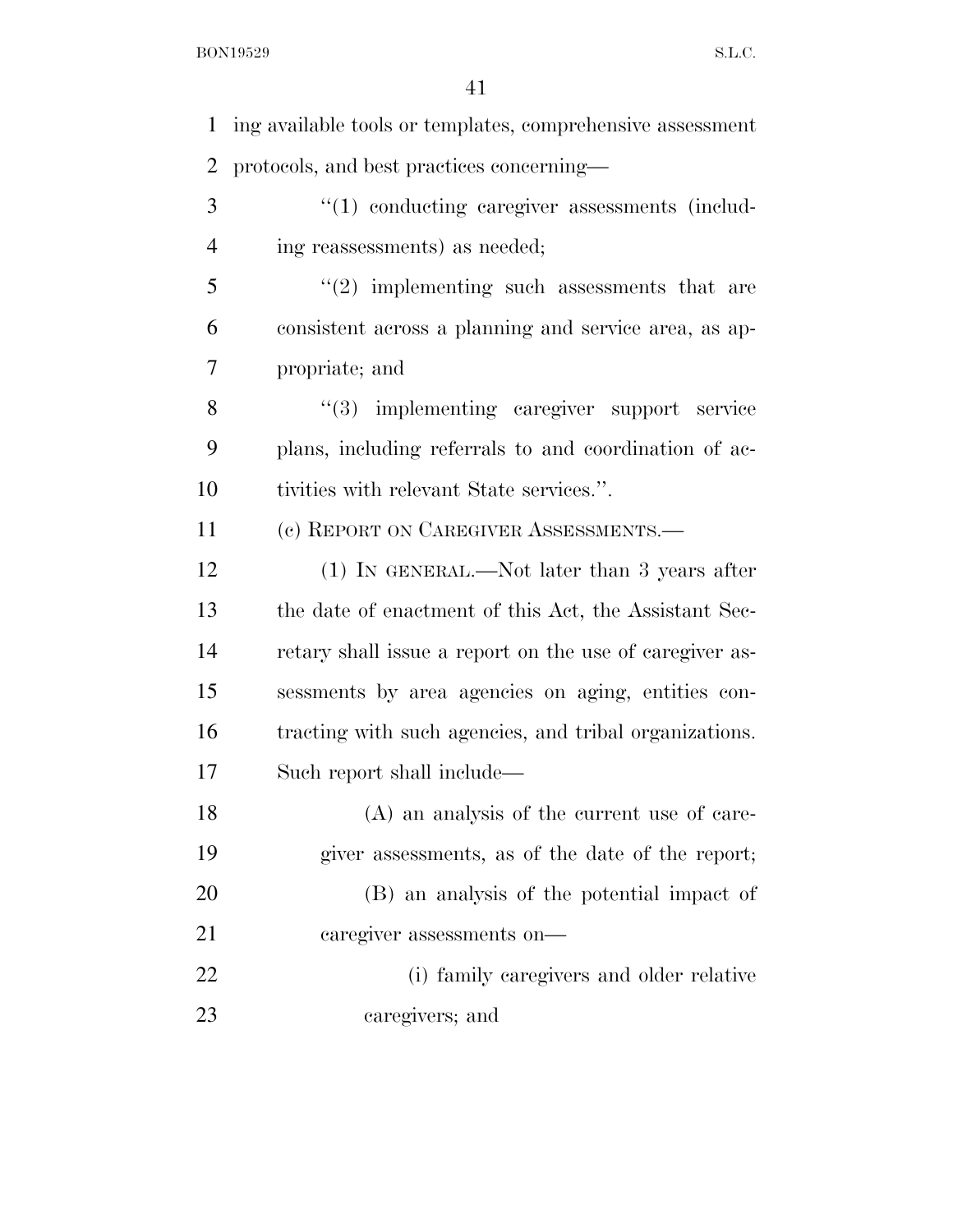ing available tools or templates, comprehensive assessment protocols, and best practices concerning—

> "(1) conducting caregiver assessments (including reassessments) as needed;
>
> "(2) implementing such assessments that are consistent across a planning and service area, as appropriate; and
>
> "(3) implementing caregiver support service plans, including referrals to and coordination of activities with relevant State services.".

(c) REPORT ON CAREGIVER ASSESSMENTS.—

> (1) IN GENERAL.—Not later than 3 years after the date of enactment of this Act, the Assistant Secretary shall issue a report on the use of caregiver assessments by area agencies on aging, entities contracting with such agencies, and tribal organizations. Such report shall include—
>
> > (A) an analysis of the current use of caregiver assessments, as of the date of the report;
> >
> > (B) an analysis of the potential impact of caregiver assessments on—
> >
> > > (i) family caregivers and older relative caregivers; and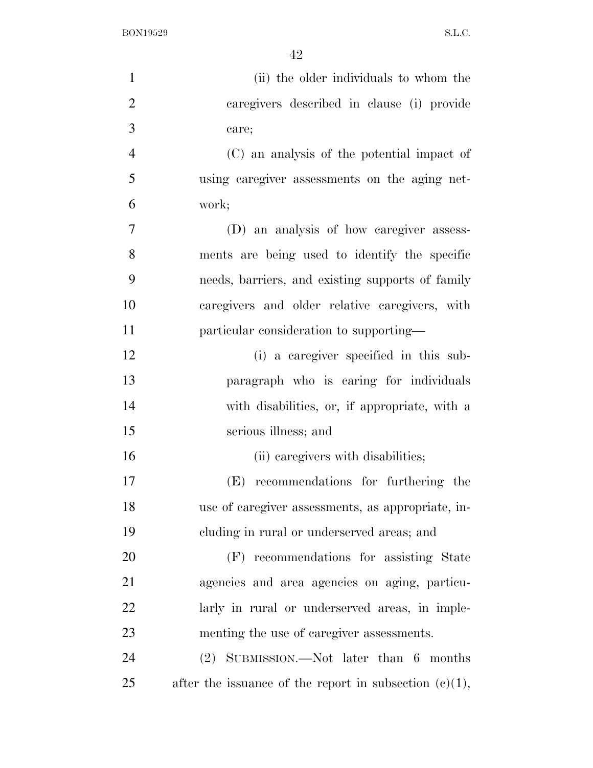(ii) the older individuals to whom the caregivers described in clause (i) provide care;

(C) an analysis of the potential impact of using caregiver assessments on the aging network;

(D) an analysis of how caregiver assessments are being used to identify the specific needs, barriers, and existing supports of family caregivers and older relative caregivers, with particular consideration to supporting—

(i) a caregiver specified in this subparagraph who is caring for individuals with disabilities, or, if appropriate, with a serious illness; and

(ii) caregivers with disabilities;

(E) recommendations for furthering the use of caregiver assessments, as appropriate, including in rural or underserved areas; and

(F) recommendations for assisting State agencies and area agencies on aging, particularly in rural or underserved areas, in implementing the use of caregiver assessments.

(2) SUBMISSION.—Not later than 6 months after the issuance of the report in subsection (c)(1),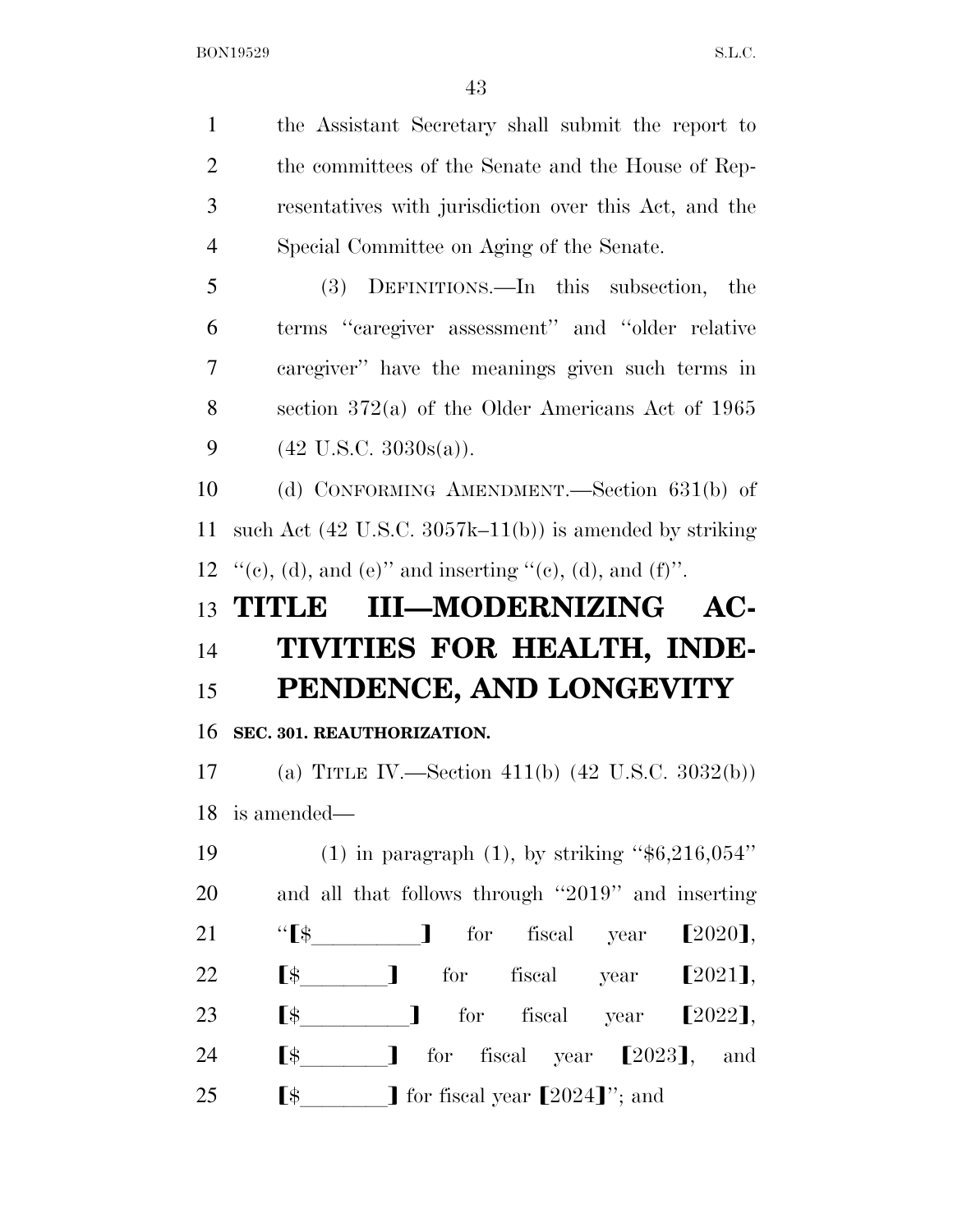the Assistant Secretary shall submit the report to the committees of the Senate and the House of Representatives with jurisdiction over this Act, and the Special Committee on Aging of the Senate.

(3) DEFINITIONS.—In this subsection, the terms ''caregiver assessment'' and ''older relative caregiver'' have the meanings given such terms in section 372(a) of the Older Americans Act of 1965 (42 U.S.C. 3030s(a)).

(d) CONFORMING AMENDMENT.—Section 631(b) of such Act (42 U.S.C. 3057k–11(b)) is amended by striking ''(c), (d), and (e)'' and inserting ''(c), (d), and (f)''.

# TITLE III—MODERNIZING ACTIVITIES FOR HEALTH, INDEPENDENCE, AND LONGEVITY

**SEC. 301. REAUTHORIZATION.**

(a) TITLE IV.—Section 411(b) (42 U.S.C. 3032(b)) is amended—

(1) in paragraph (1), by striking ''$6,216,054'' and all that follows through ''2019'' and inserting ''[$_________] for fiscal year [2020], [$________] for fiscal year [2021], [$_________] for fiscal year [2022], [$________] for fiscal year [2023], and [$________] for fiscal year [2024]''; and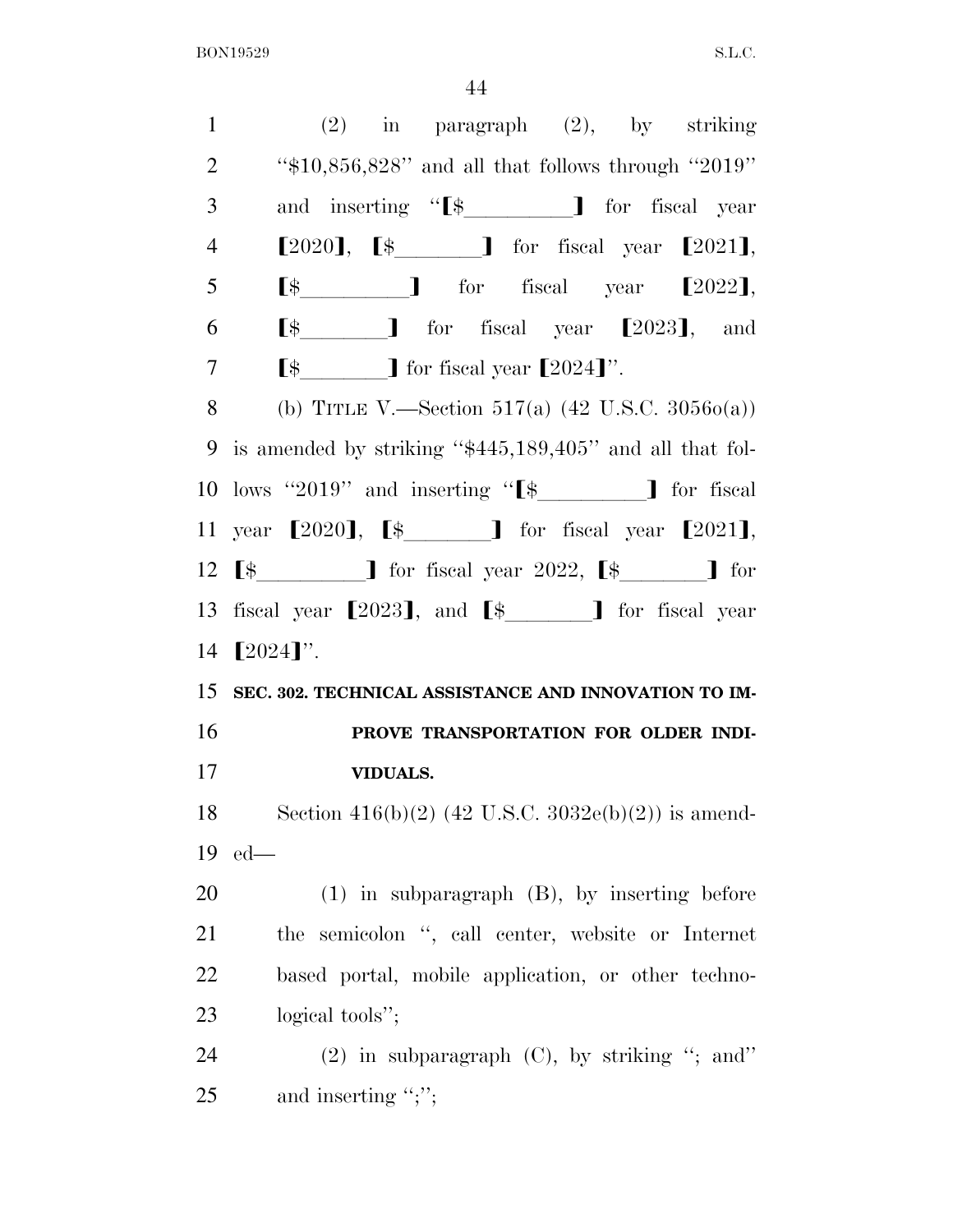(2) in paragraph (2), by striking "$10,856,828" and all that follows through "2019" and inserting "⟦$\_\_\_\_\_\_\_\_\_⟧ for fiscal year ⟦2020⟧, ⟦$\_\_\_\_\_\_\_⟧ for fiscal year ⟦2021⟧, ⟦$\_\_\_\_\_\_\_\_\_⟧ for fiscal year ⟦2022⟧, ⟦$\_\_\_\_\_\_\_⟧ for fiscal year ⟦2023⟧, and ⟦$\_\_\_\_\_\_\_⟧ for fiscal year ⟦2024⟧".

(b) TITLE V.—Section 517(a) (42 U.S.C. 3056o(a)) is amended by striking "$445,189,405" and all that follows "2019" and inserting "⟦$\_\_\_\_\_\_\_\_\_⟧ for fiscal year ⟦2020⟧, ⟦$\_\_\_\_\_\_\_⟧ for fiscal year ⟦2021⟧, ⟦$\_\_\_\_\_\_\_\_\_⟧ for fiscal year 2022, ⟦$\_\_\_\_\_\_\_⟧ for fiscal year ⟦2023⟧, and ⟦$\_\_\_\_\_\_\_⟧ for fiscal year ⟦2024⟧".

**SEC. 302. TECHNICAL ASSISTANCE AND INNOVATION TO IMPROVE TRANSPORTATION FOR OLDER INDIVIDUALS.**

Section 416(b)(2) (42 U.S.C. 3032e(b)(2)) is amended—

(1) in subparagraph (B), by inserting before the semicolon ", call center, website or Internet based portal, mobile application, or other technological tools";

(2) in subparagraph (C), by striking "; and" and inserting ";";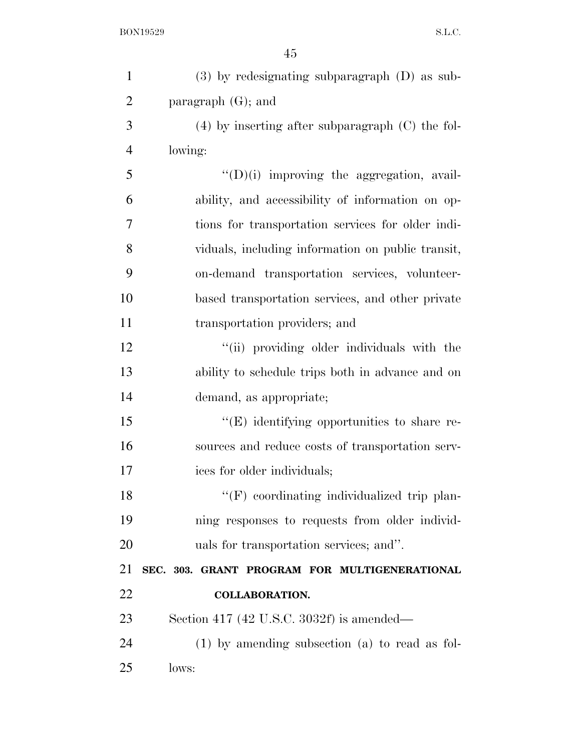(3) by redesignating subparagraph (D) as subparagraph (G); and

(4) by inserting after subparagraph (C) the following:

"(D)(i) improving the aggregation, availability, and accessibility of information on options for transportation services for older individuals, including information on public transit, on-demand transportation services, volunteer-based transportation services, and other private transportation providers; and

"(ii) providing older individuals with the ability to schedule trips both in advance and on demand, as appropriate;

"(E) identifying opportunities to share resources and reduce costs of transportation services for older individuals;

"(F) coordinating individualized trip planning responses to requests from older individuals for transportation services; and".

**SEC. 303. GRANT PROGRAM FOR MULTIGENERATIONAL COLLABORATION.**

Section 417 (42 U.S.C. 3032f) is amended—

(1) by amending subsection (a) to read as follows: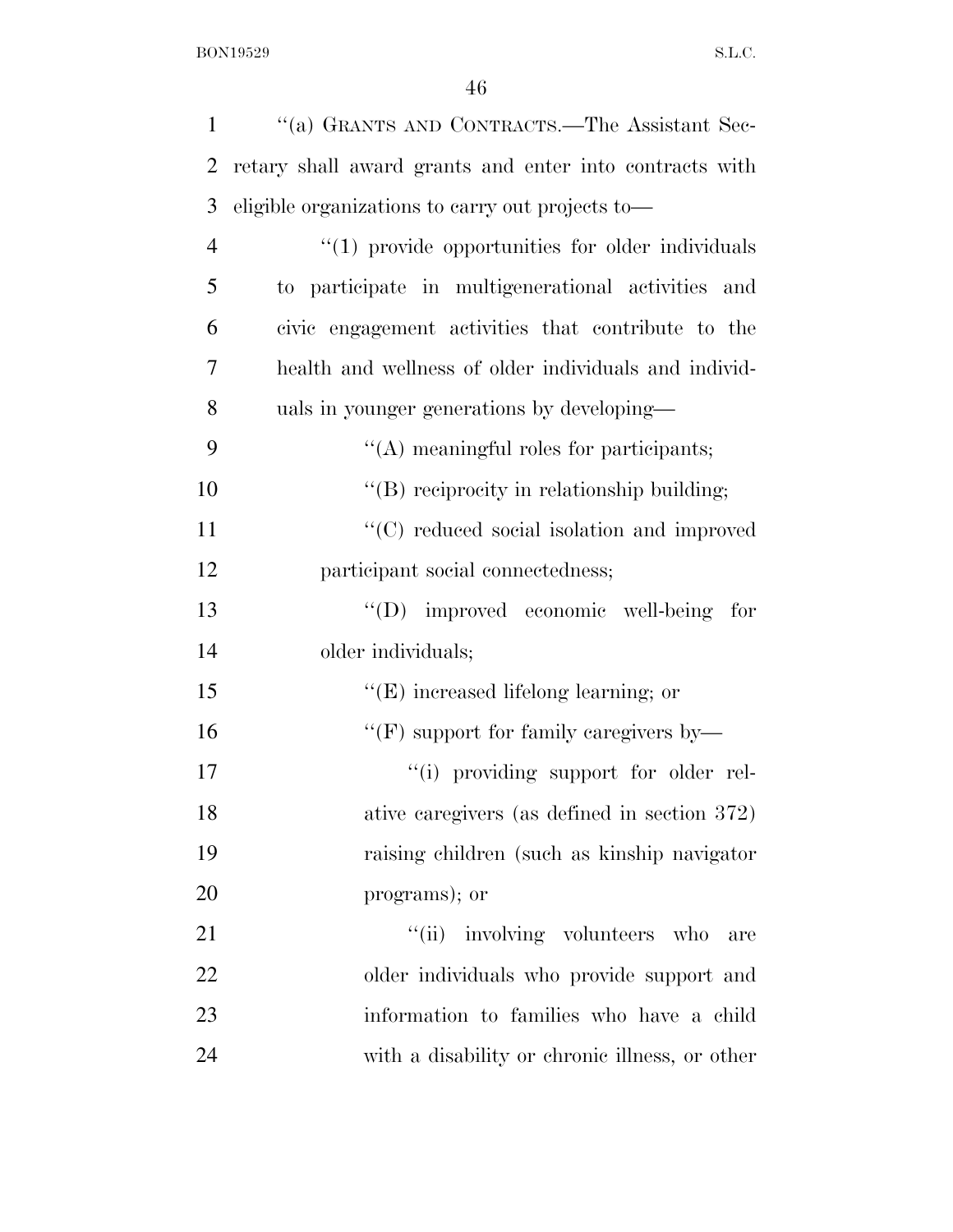"(a) GRANTS AND CONTRACTS.—The Assistant Secretary shall award grants and enter into contracts with eligible organizations to carry out projects to—

"(1) provide opportunities for older individuals to participate in multigenerational activities and civic engagement activities that contribute to the health and wellness of older individuals and individuals in younger generations by developing—

"(A) meaningful roles for participants;

"(B) reciprocity in relationship building;

"(C) reduced social isolation and improved participant social connectedness;

"(D) improved economic well-being for older individuals;

"(E) increased lifelong learning; or

"(F) support for family caregivers by—

"(i) providing support for older relative caregivers (as defined in section 372) raising children (such as kinship navigator programs); or

"(ii) involving volunteers who are older individuals who provide support and information to families who have a child with a disability or chronic illness, or other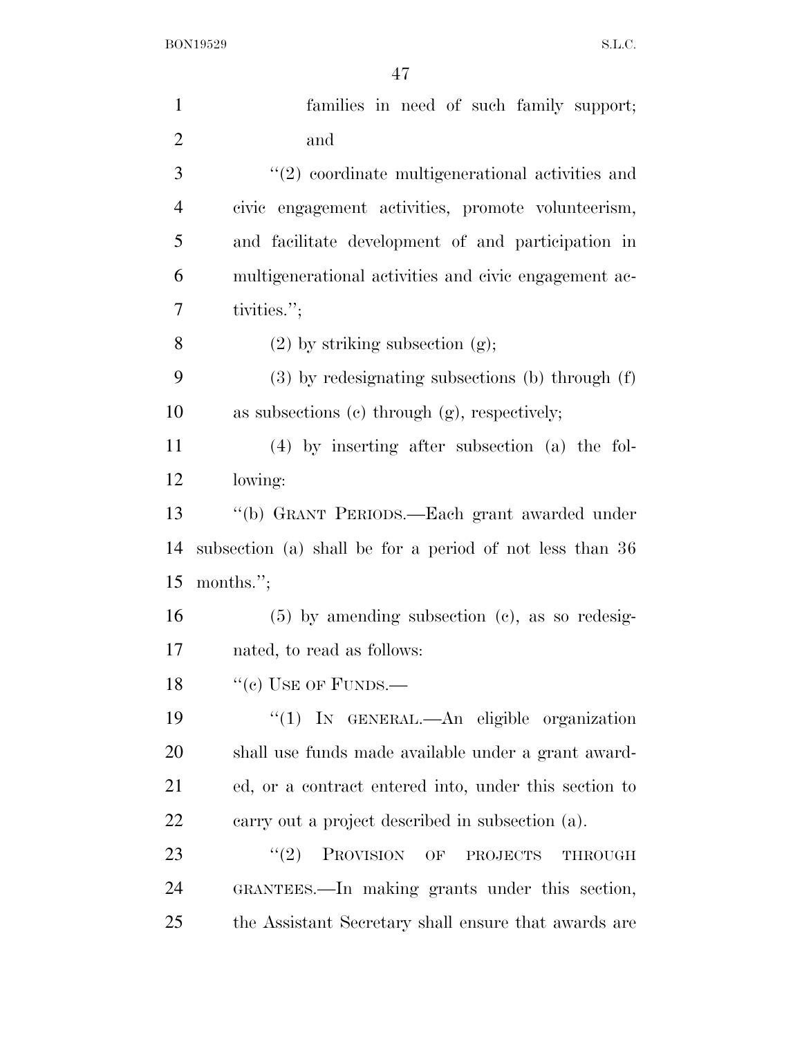families in need of such family support; and

"(2) coordinate multigenerational activities and civic engagement activities, promote volunteerism, and facilitate development of and participation in multigenerational activities and civic engagement activities.";

(2) by striking subsection (g);

(3) by redesignating subsections (b) through (f) as subsections (c) through (g), respectively;

(4) by inserting after subsection (a) the following:

"(b) GRANT PERIODS.—Each grant awarded under subsection (a) shall be for a period of not less than 36 months.";

(5) by amending subsection (c), as so redesignated, to read as follows:

"(c) USE OF FUNDS.—

"(1) IN GENERAL.—An eligible organization shall use funds made available under a grant awarded, or a contract entered into, under this section to carry out a project described in subsection (a).

"(2) PROVISION OF PROJECTS THROUGH GRANTEES.—In making grants under this section, the Assistant Secretary shall ensure that awards are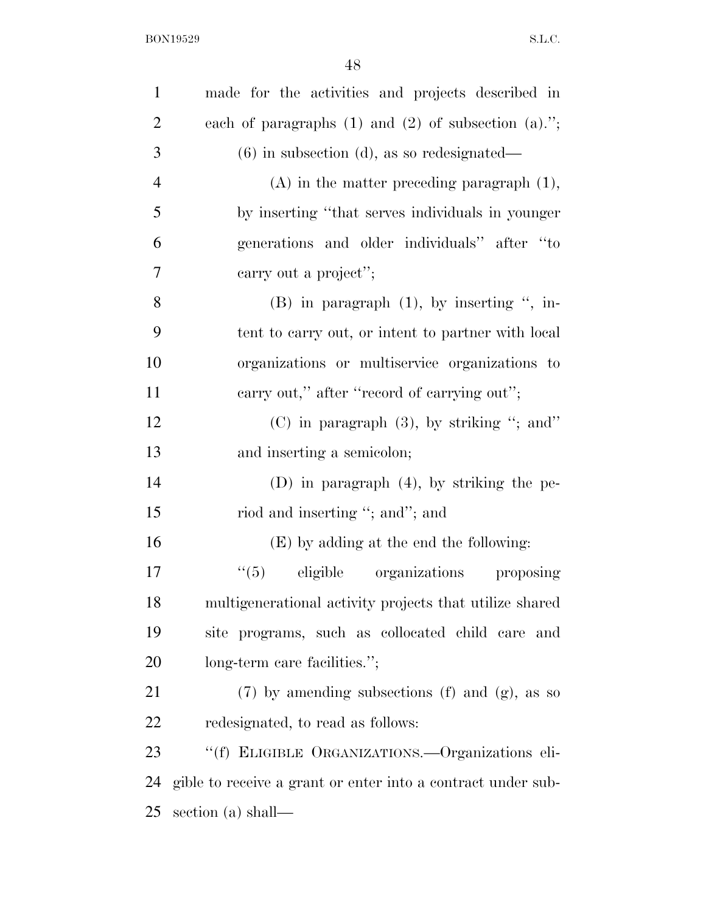made for the activities and projects described in each of paragraphs (1) and (2) of subsection (a).'';

(6) in subsection (d), as so redesignated—

(A) in the matter preceding paragraph (1), by inserting ''that serves individuals in younger generations and older individuals'' after ''to carry out a project'';

(B) in paragraph (1), by inserting '', intent to carry out, or intent to partner with local organizations or multiservice organizations to carry out,'' after ''record of carrying out'';

(C) in paragraph (3), by striking ''; and'' and inserting a semicolon;

(D) in paragraph (4), by striking the period and inserting ''; and''; and

(E) by adding at the end the following:

''(5) eligible organizations proposing multigenerational activity projects that utilize shared site programs, such as collocated child care and long-term care facilities.'';

(7) by amending subsections (f) and (g), as so redesignated, to read as follows:

''(f) ELIGIBLE ORGANIZATIONS.—Organizations eligible to receive a grant or enter into a contract under subsection (a) shall—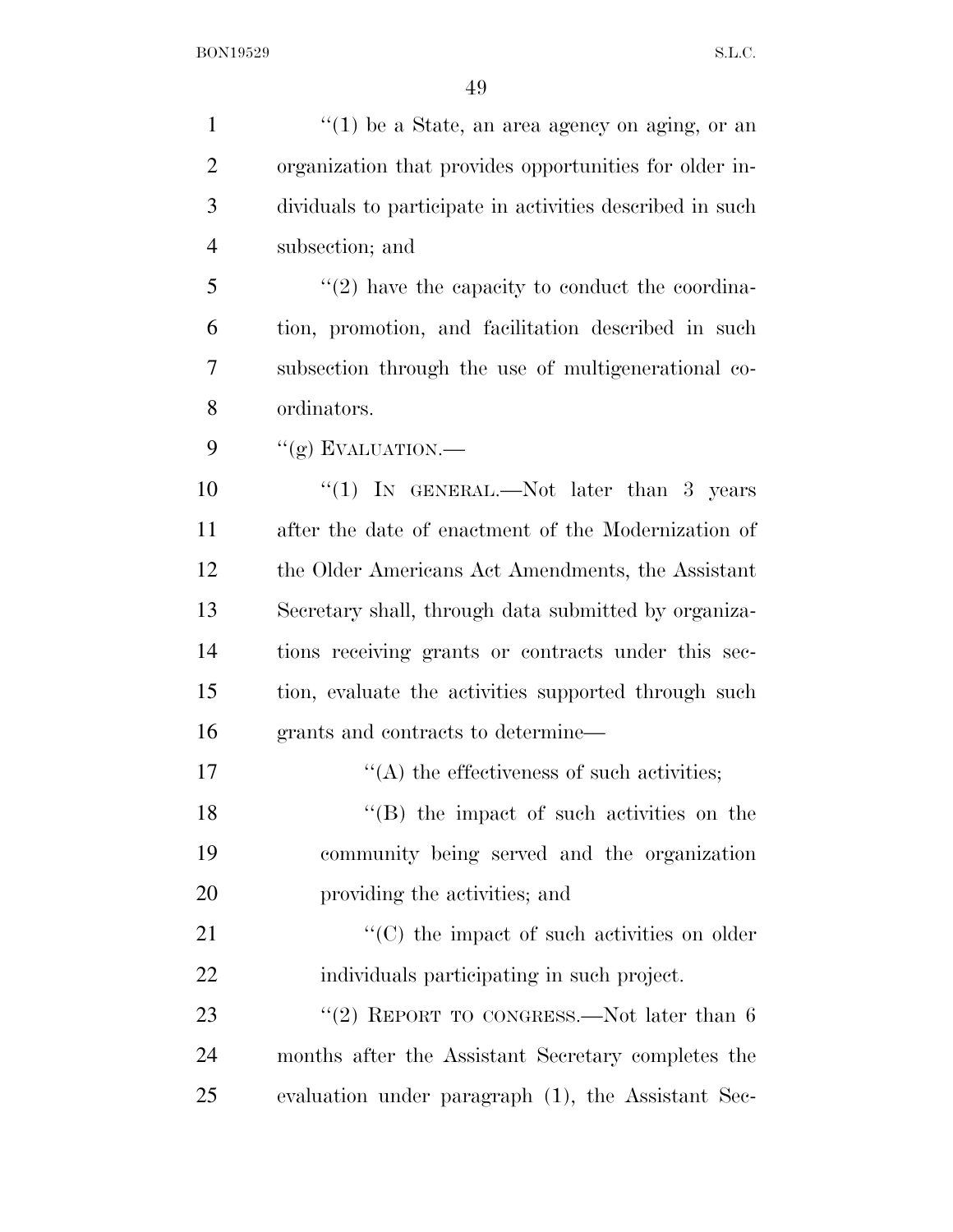"(1) be a State, an area agency on aging, or an organization that provides opportunities for older individuals to participate in activities described in such subsection; and

"(2) have the capacity to conduct the coordination, promotion, and facilitation described in such subsection through the use of multigenerational coordinators.

"(g) EVALUATION.—

"(1) IN GENERAL.—Not later than 3 years after the date of enactment of the Modernization of the Older Americans Act Amendments, the Assistant Secretary shall, through data submitted by organizations receiving grants or contracts under this section, evaluate the activities supported through such grants and contracts to determine—

"(A) the effectiveness of such activities;

"(B) the impact of such activities on the community being served and the organization providing the activities; and

"(C) the impact of such activities on older individuals participating in such project.

"(2) REPORT TO CONGRESS.—Not later than 6 months after the Assistant Secretary completes the evaluation under paragraph (1), the Assistant Sec-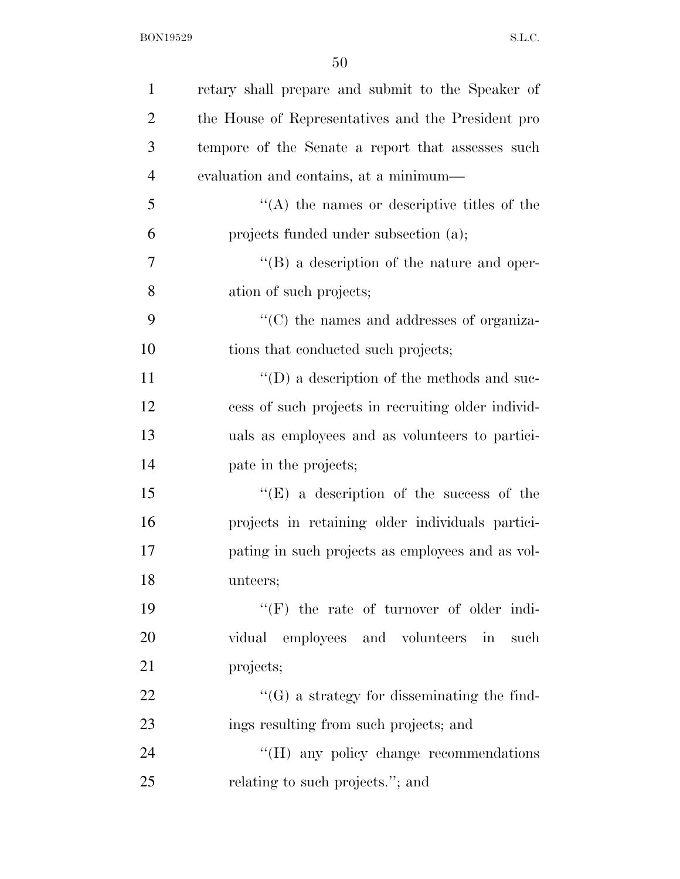retary shall prepare and submit to the Speaker of the House of Representatives and the President pro tempore of the Senate a report that assesses such evaluation and contains, at a minimum—

''(A) the names or descriptive titles of the projects funded under subsection (a);

''(B) a description of the nature and operation of such projects;

''(C) the names and addresses of organizations that conducted such projects;

''(D) a description of the methods and success of such projects in recruiting older individuals as employees and as volunteers to participate in the projects;

''(E) a description of the success of the projects in retaining older individuals participating in such projects as employees and as volunteers;

''(F) the rate of turnover of older individual employees and volunteers in such projects;

''(G) a strategy for disseminating the findings resulting from such projects; and

''(H) any policy change recommendations relating to such projects.''; and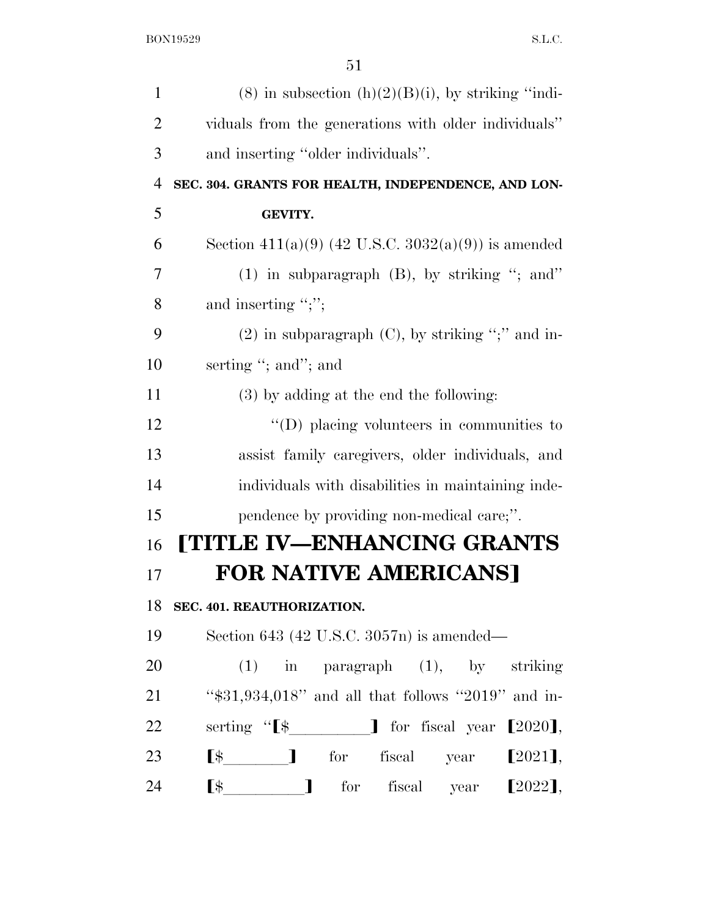(8) in subsection (h)(2)(B)(i), by striking "individuals from the generations with older individuals" and inserting "older individuals".

**SEC. 304. GRANTS FOR HEALTH, INDEPENDENCE, AND LONGEVITY.**

Section 411(a)(9) (42 U.S.C. 3032(a)(9)) is amended

(1) in subparagraph (B), by striking "; and" and inserting ";";

(2) in subparagraph (C), by striking ";" and inserting "; and"; and

(3) by adding at the end the following:

"(D) placing volunteers in communities to assist family caregivers, older individuals, and individuals with disabilities in maintaining independence by providing non-medical care;".

# 【TITLE IV—ENHANCING GRANTS FOR NATIVE AMERICANS】

**SEC. 401. REAUTHORIZATION.**

Section 643 (42 U.S.C. 3057n) is amended—

(1) in paragraph (1), by striking "$31,934,018" and all that follows "2019" and inserting "【$\_\_\_\_\_\_\_\_\_】 for fiscal year 【2020】, 【$\_\_\_\_\_\_\_\_】 for fiscal year 【2021】, 【$\_\_\_\_\_\_\_\_\_】 for fiscal year 【2022】,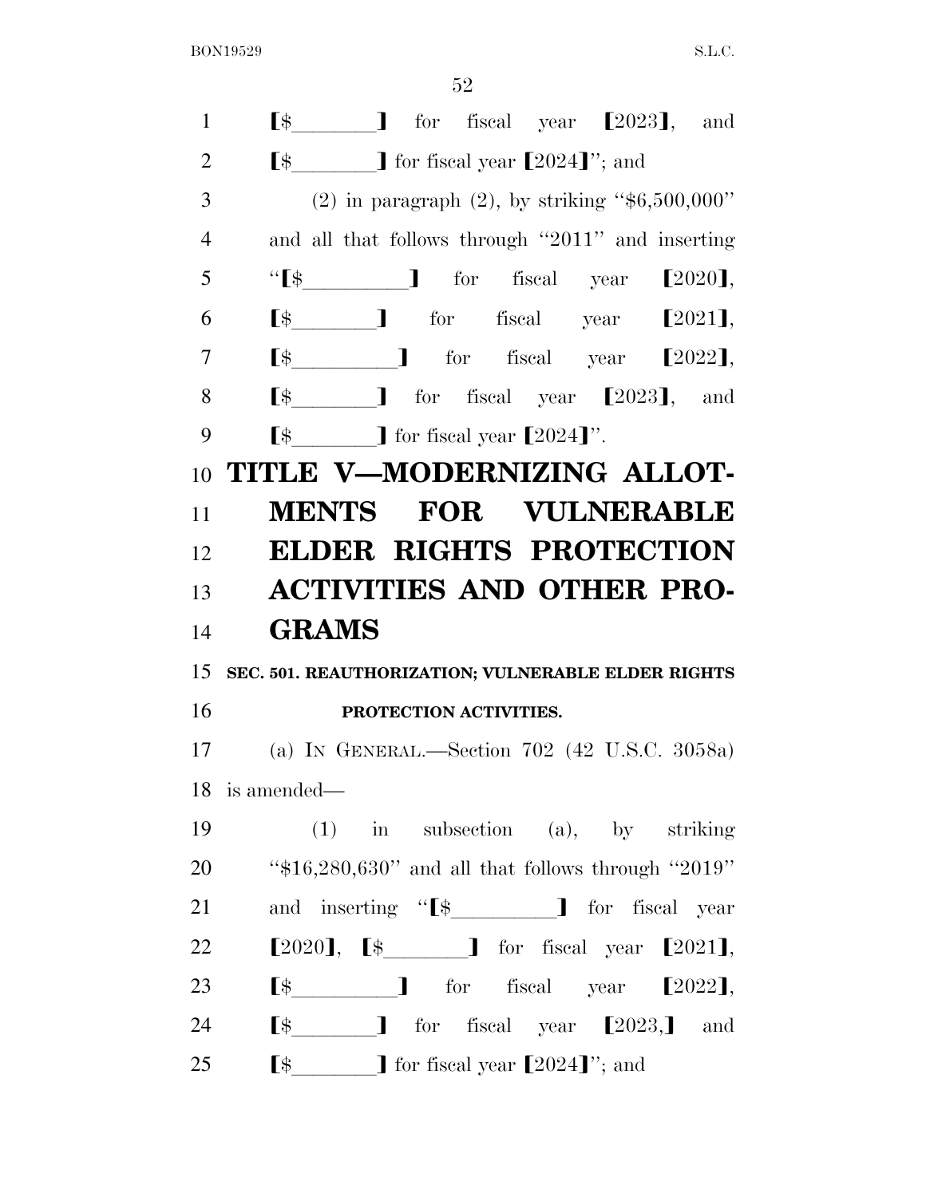[$________] for fiscal year [2023], and [$________] for fiscal year [2024]''; and

(2) in paragraph (2), by striking ''$6,500,000'' and all that follows through ''2011'' and inserting ''[$__________] for fiscal year [2020], [$________] for fiscal year [2021], [$__________] for fiscal year [2022], [$________] for fiscal year [2023], and [$________] for fiscal year [2024]''.

# TITLE V—MODERNIZING ALLOTMENTS FOR VULNERABLE ELDER RIGHTS PROTECTION ACTIVITIES AND OTHER PROGRAMS

### SEC. 501. REAUTHORIZATION; VULNERABLE ELDER RIGHTS PROTECTION ACTIVITIES.

(a) IN GENERAL.—Section 702 (42 U.S.C. 3058a) is amended—

(1) in subsection (a), by striking ''$16,280,630'' and all that follows through ''2019'' and inserting ''[$__________] for fiscal year [2020], [$________] for fiscal year [2021], [$__________] for fiscal year [2022], [$________] for fiscal year [2023,] and [$________] for fiscal year [2024]''; and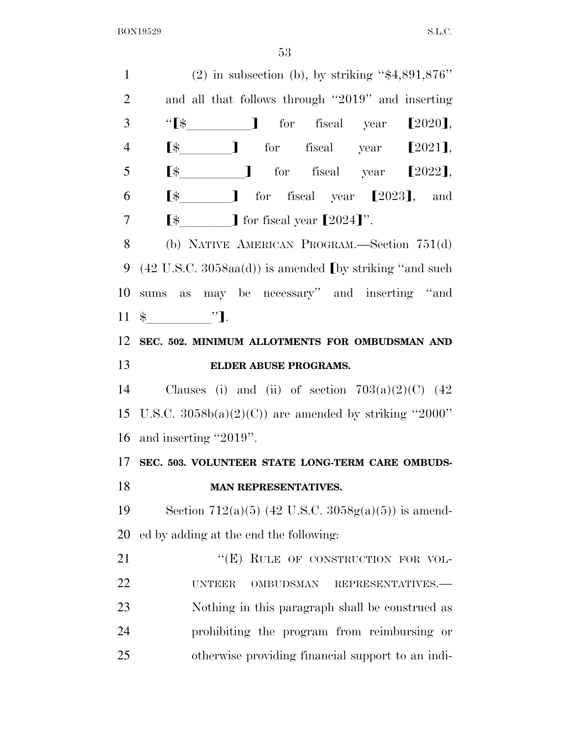(2) in subsection (b), by striking "$4,891,876" and all that follows through "2019" and inserting "[$\_\_\_\_\_\_\_\_] for fiscal year [2020], [$\_\_\_\_\_\_\_] for fiscal year [2021], [$\_\_\_\_\_\_\_\_] for fiscal year [2022], [$\_\_\_\_\_\_\_] for fiscal year [2023], and [$\_\_\_\_\_\_\_] for fiscal year [2024]".

(b) NATIVE AMERICAN PROGRAM.—Section 751(d) (42 U.S.C. 3058aa(d)) is amended [by striking "and such sums as may be necessary" and inserting "and $\_\_\_\_\_\_\_\_"].

**SEC. 502. MINIMUM ALLOTMENTS FOR OMBUDSMAN AND ELDER ABUSE PROGRAMS.**

Clauses (i) and (ii) of section 703(a)(2)(C) (42 U.S.C. 3058b(a)(2)(C)) are amended by striking "2000" and inserting "2019".

**SEC. 503. VOLUNTEER STATE LONG-TERM CARE OMBUDSMAN REPRESENTATIVES.**

Section 712(a)(5) (42 U.S.C. 3058g(a)(5)) is amended by adding at the end the following:

"(E) RULE OF CONSTRUCTION FOR VOLUNTEER OMBUDSMAN REPRESENTATIVES.—Nothing in this paragraph shall be construed as prohibiting the program from reimbursing or otherwise providing financial support to an indi-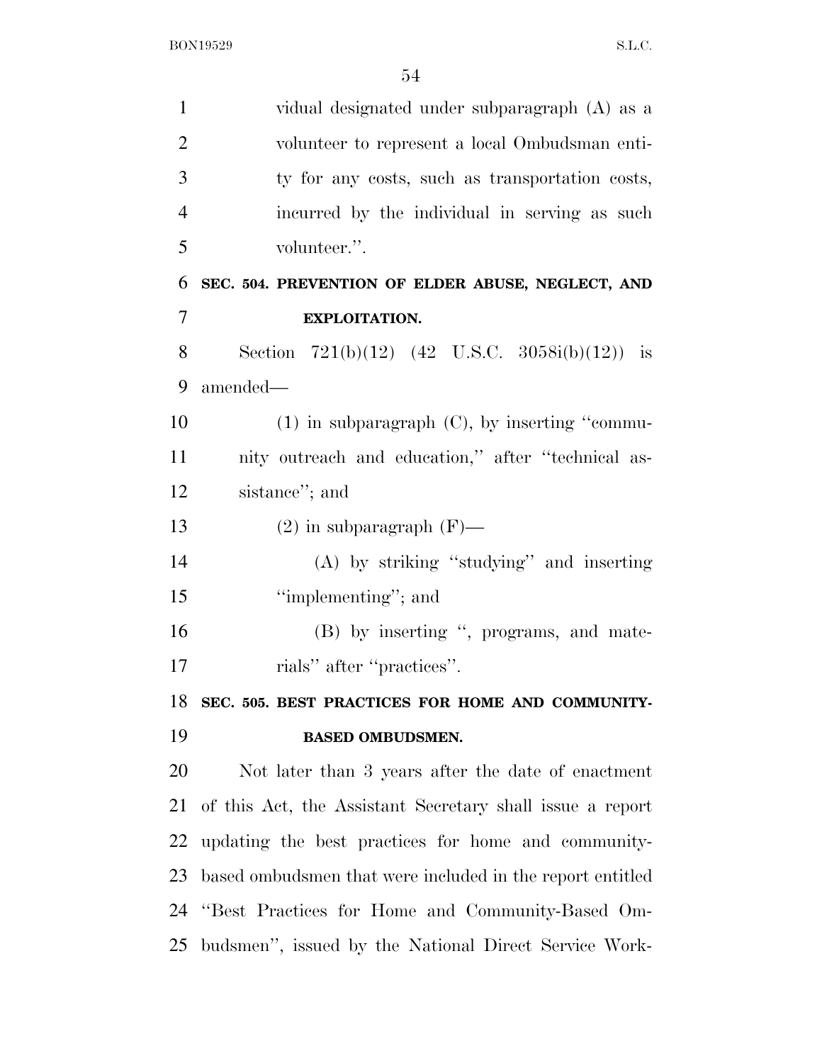vidual designated under subparagraph (A) as a volunteer to represent a local Ombudsman entity for any costs, such as transportation costs, incurred by the individual in serving as such volunteer.''.

**SEC. 504. PREVENTION OF ELDER ABUSE, NEGLECT, AND EXPLOITATION.**

Section 721(b)(12) (42 U.S.C. 3058i(b)(12)) is amended—

(1) in subparagraph (C), by inserting ''community outreach and education,'' after ''technical assistance''; and

(2) in subparagraph (F)—

(A) by striking ''studying'' and inserting ''implementing''; and

(B) by inserting '', programs, and materials'' after ''practices''.

**SEC. 505. BEST PRACTICES FOR HOME AND COMMUNITY-BASED OMBUDSMEN.**

Not later than 3 years after the date of enactment of this Act, the Assistant Secretary shall issue a report updating the best practices for home and community-based ombudsmen that were included in the report entitled ''Best Practices for Home and Community-Based Ombudsmen'', issued by the National Direct Service Work-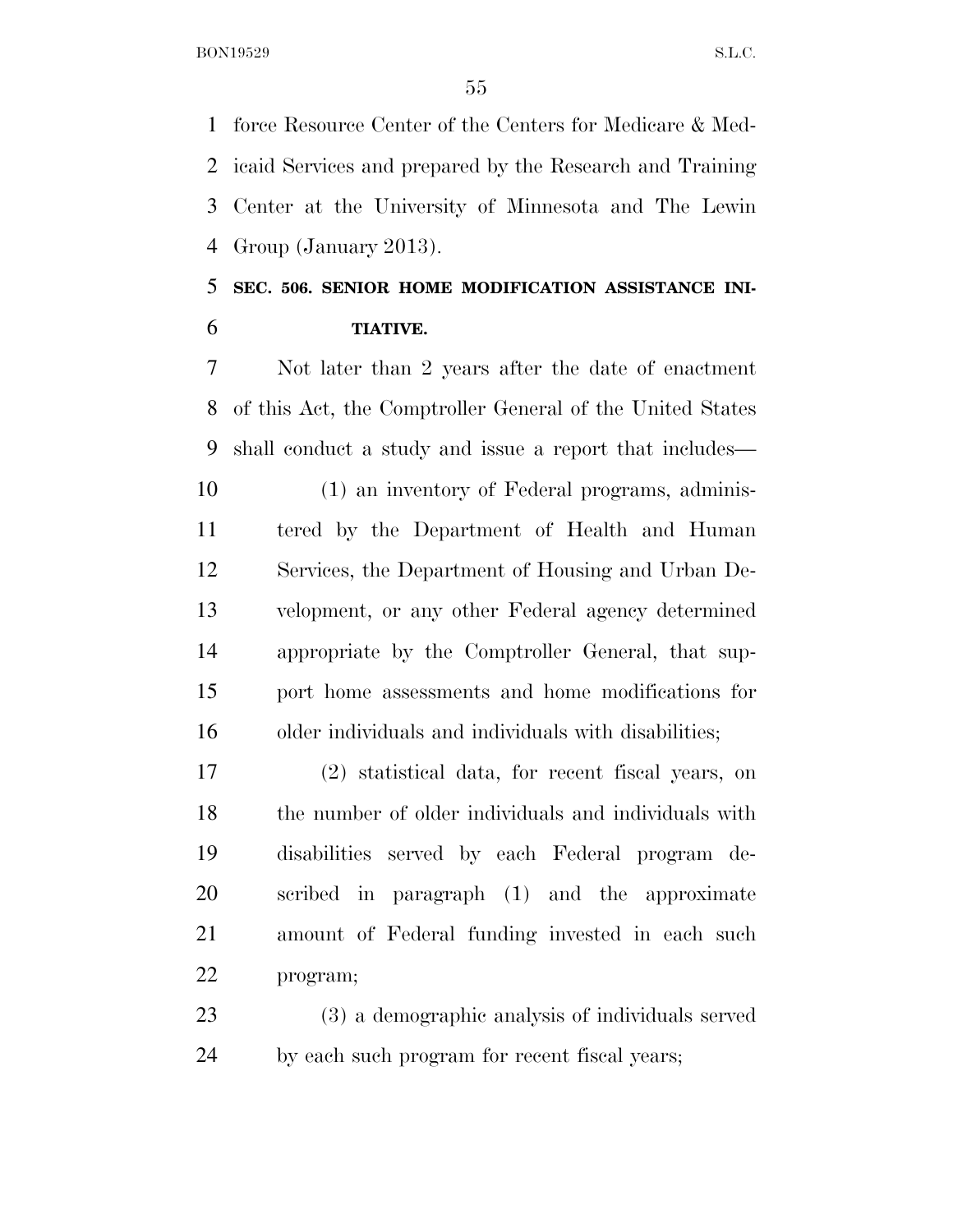force Resource Center of the Centers for Medicare & Medicaid Services and prepared by the Research and Training Center at the University of Minnesota and The Lewin Group (January 2013).

### SEC. 506. SENIOR HOME MODIFICATION ASSISTANCE INITIATIVE.

Not later than 2 years after the date of enactment of this Act, the Comptroller General of the United States shall conduct a study and issue a report that includes—

(1) an inventory of Federal programs, administered by the Department of Health and Human Services, the Department of Housing and Urban Development, or any other Federal agency determined appropriate by the Comptroller General, that support home assessments and home modifications for older individuals and individuals with disabilities;

(2) statistical data, for recent fiscal years, on the number of older individuals and individuals with disabilities served by each Federal program described in paragraph (1) and the approximate amount of Federal funding invested in each such program;

(3) a demographic analysis of individuals served by each such program for recent fiscal years;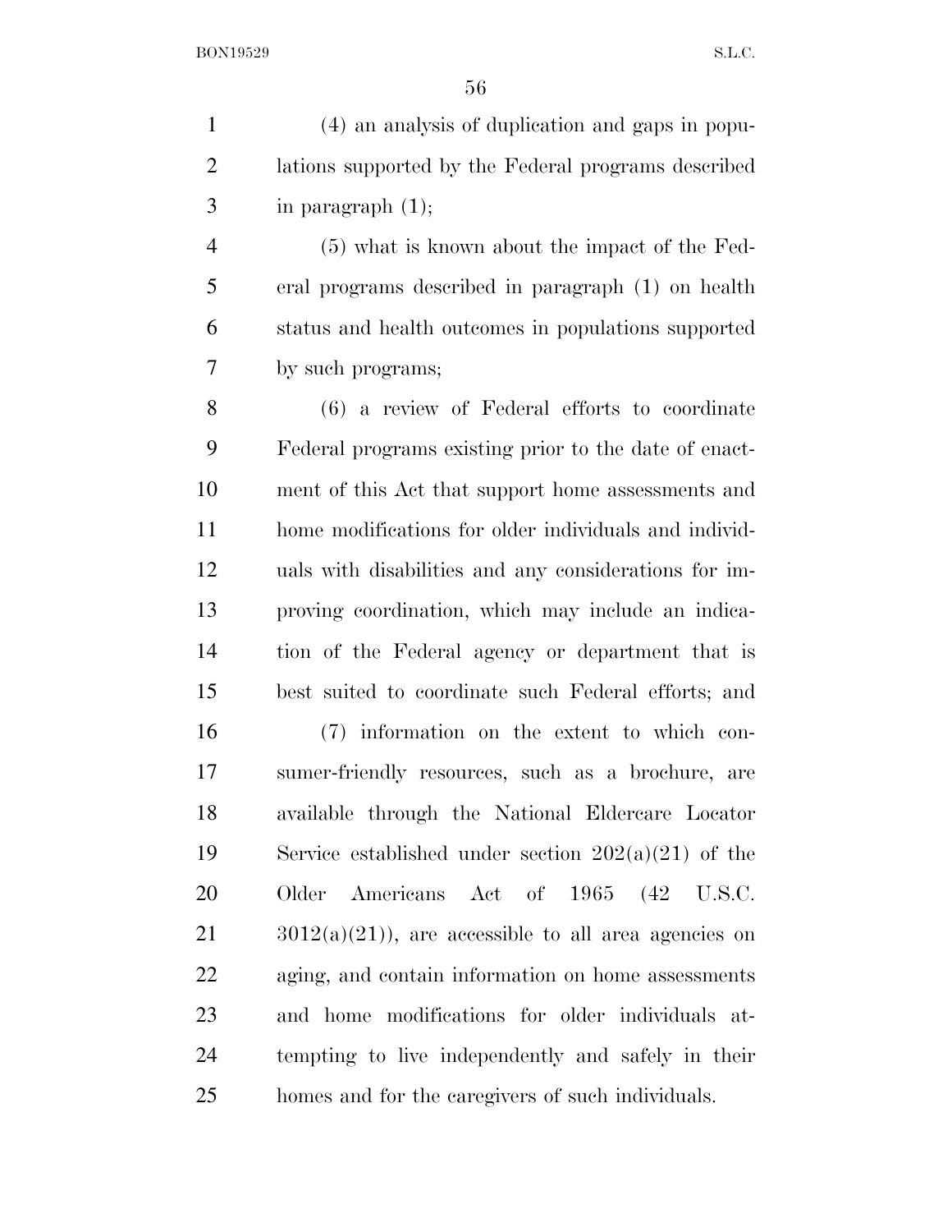(4) an analysis of duplication and gaps in populations supported by the Federal programs described in paragraph (1);

(5) what is known about the impact of the Federal programs described in paragraph (1) on health status and health outcomes in populations supported by such programs;

(6) a review of Federal efforts to coordinate Federal programs existing prior to the date of enactment of this Act that support home assessments and home modifications for older individuals and individuals with disabilities and any considerations for improving coordination, which may include an indication of the Federal agency or department that is best suited to coordinate such Federal efforts; and

(7) information on the extent to which consumer-friendly resources, such as a brochure, are available through the National Eldercare Locator Service established under section 202(a)(21) of the Older Americans Act of 1965 (42 U.S.C. 3012(a)(21)), are accessible to all area agencies on aging, and contain information on home assessments and home modifications for older individuals attempting to live independently and safely in their homes and for the caregivers of such individuals.